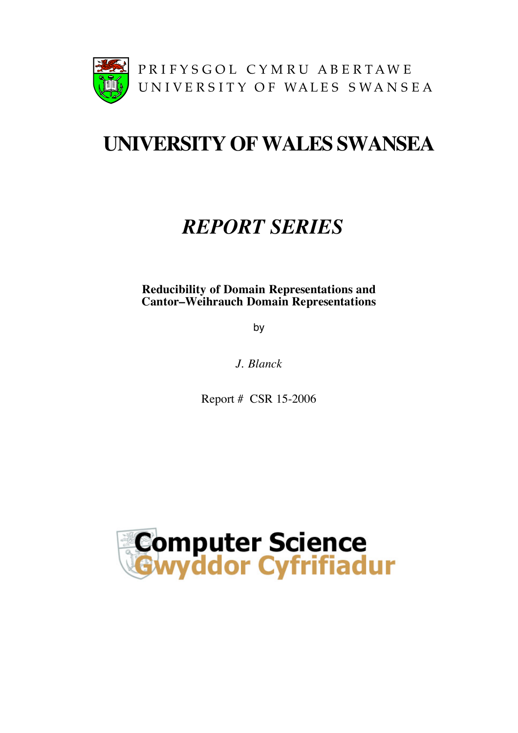PRIFYSGOL CYMRU ABERTAWE
UNIVERSITY OF WALES SWANSEA

# UNIVERSITY OF WALES SWANSEA

## *REPORT SERIES*

**Reducibility of Domain Representations and Cantor–Weihrauch Domain Representations**

by

*J. Blanck*

Report # CSR 15-2006

Computer Science
Gwyddor Cyfrifiadur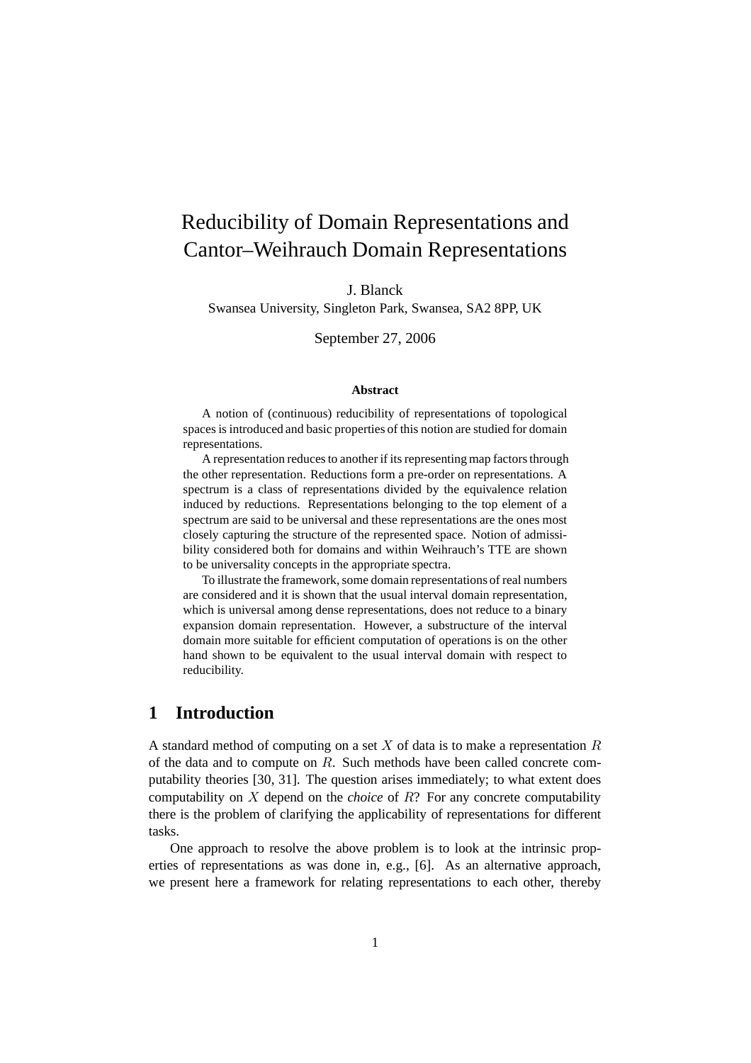# Reducibility of Domain Representations and Cantor–Weihrauch Domain Representations

J. Blanck

Swansea University, Singleton Park, Swansea, SA2 8PP, UK

September 27, 2006

**Abstract**

A notion of (continuous) reducibility of representations of topological spaces is introduced and basic properties of this notion are studied for domain representations.

A representation reduces to another if its representing map factors through the other representation. Reductions form a pre-order on representations. A spectrum is a class of representations divided by the equivalence relation induced by reductions. Representations belonging to the top element of a spectrum are said to be universal and these representations are the ones most closely capturing the structure of the represented space. Notion of admissibility considered both for domains and within Weihrauch's TTE are shown to be universality concepts in the appropriate spectra.

To illustrate the framework, some domain representations of real numbers are considered and it is shown that the usual interval domain representation, which is universal among dense representations, does not reduce to a binary expansion domain representation. However, a substructure of the interval domain more suitable for efficient computation of operations is on the other hand shown to be equivalent to the usual interval domain with respect to reducibility.

## 1 Introduction

A standard method of computing on a set $X$ of data is to make a representation $R$ of the data and to compute on $R$. Such methods have been called concrete computability theories [30, 31]. The question arises immediately; to what extent does computability on $X$ depend on the *choice* of $R$? For any concrete computability there is the problem of clarifying the applicability of representations for different tasks.

One approach to resolve the above problem is to look at the intrinsic properties of representations as was done in, e.g., [6]. As an alternative approach, we present here a framework for relating representations to each other, thereby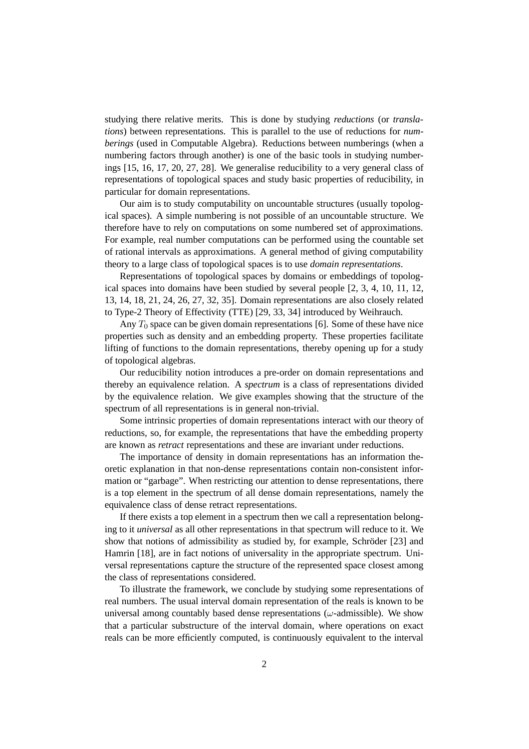studying there relative merits. This is done by studying *reductions* (or *translations*) between representations. This is parallel to the use of reductions for *numberings* (used in Computable Algebra). Reductions between numberings (when a numbering factors through another) is one of the basic tools in studying numberings [15, 16, 17, 20, 27, 28]. We generalise reducibility to a very general class of representations of topological spaces and study basic properties of reducibility, in particular for domain representations.

Our aim is to study computability on uncountable structures (usually topological spaces). A simple numbering is not possible of an uncountable structure. We therefore have to rely on computations on some numbered set of approximations. For example, real number computations can be performed using the countable set of rational intervals as approximations. A general method of giving computability theory to a large class of topological spaces is to use *domain representations*.

Representations of topological spaces by domains or embeddings of topological spaces into domains have been studied by several people [2, 3, 4, 10, 11, 12, 13, 14, 18, 21, 24, 26, 27, 32, 35]. Domain representations are also closely related to Type-2 Theory of Effectivity (TTE) [29, 33, 34] introduced by Weihrauch.

Any $T_0$ space can be given domain representations [6]. Some of these have nice properties such as density and an embedding property. These properties facilitate lifting of functions to the domain representations, thereby opening up for a study of topological algebras.

Our reducibility notion introduces a pre-order on domain representations and thereby an equivalence relation. A *spectrum* is a class of representations divided by the equivalence relation. We give examples showing that the structure of the spectrum of all representations is in general non-trivial.

Some intrinsic properties of domain representations interact with our theory of reductions, so, for example, the representations that have the embedding property are known as *retract* representations and these are invariant under reductions.

The importance of density in domain representations has an information theoretic explanation in that non-dense representations contain non-consistent information or "garbage". When restricting our attention to dense representations, there is a top element in the spectrum of all dense domain representations, namely the equivalence class of dense retract representations.

If there exists a top element in a spectrum then we call a representation belonging to it *universal* as all other representations in that spectrum will reduce to it. We show that notions of admissibility as studied by, for example, Schröder [23] and Hamrin [18], are in fact notions of universality in the appropriate spectrum. Universal representations capture the structure of the represented space closest among the class of representations considered.

To illustrate the framework, we conclude by studying some representations of real numbers. The usual interval domain representation of the reals is known to be universal among countably based dense representations ($\omega$-admissible). We show that a particular substructure of the interval domain, where operations on exact reals can be more efficiently computed, is continuously equivalent to the interval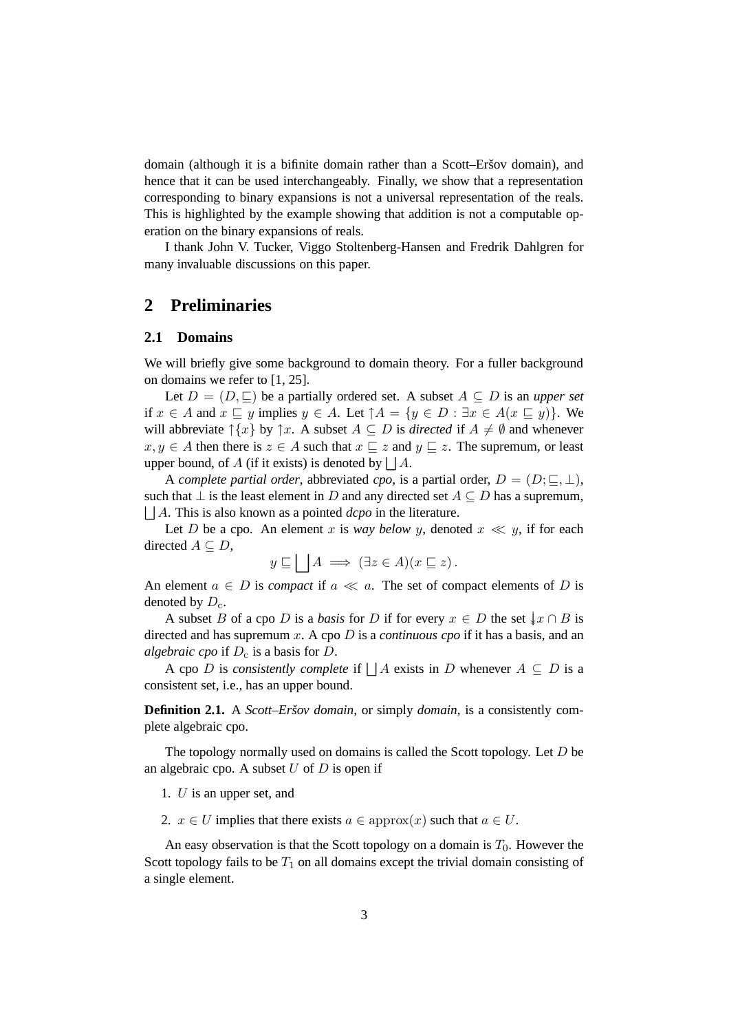domain (although it is a bifinite domain rather than a Scott–Eršov domain), and hence that it can be used interchangeably. Finally, we show that a representation corresponding to binary expansions is not a universal representation of the reals. This is highlighted by the example showing that addition is not a computable operation on the binary expansions of reals.

I thank John V. Tucker, Viggo Stoltenberg-Hansen and Fredrik Dahlgren for many invaluable discussions on this paper.

## 2 Preliminaries

### 2.1 Domains

We will briefly give some background to domain theory. For a fuller background on domains we refer to [1, 25].

Let $D = (D, \sqsubseteq)$ be a partially ordered set. A subset $A \subseteq D$ is an *upper set* if $x \in A$ and $x \sqsubseteq y$ implies $y \in A$. Let $\uparrow A = \{y \in D : \exists x \in A(x \sqsubseteq y)\}$. We will abbreviate $\uparrow\{x\}$ by $\uparrow x$. A subset $A \subseteq D$ is *directed* if $A \neq \emptyset$ and whenever $x, y \in A$ then there is $z \in A$ such that $x \sqsubseteq z$ and $y \sqsubseteq z$. The supremum, or least upper bound, of $A$ (if it exists) is denoted by $\bigsqcup A$.

A *complete partial order*, abbreviated *cpo*, is a partial order, $D = (D; \sqsubseteq, \perp)$, such that $\perp$ is the least element in $D$ and any directed set $A \subseteq D$ has a supremum, $\bigsqcup A$. This is also known as a pointed *dcpo* in the literature.

Let $D$ be a cpo. An element $x$ is *way below* $y$, denoted $x \ll y$, if for each directed $A \subseteq D$,

$$y \sqsubseteq \bigsqcup A \implies (\exists z \in A)(x \sqsubseteq z)\,.$$

An element $a \in D$ is *compact* if $a \ll a$. The set of compact elements of $D$ is denoted by $D_{\mathrm{c}}$.

A subset $B$ of a cpo $D$ is a *basis* for $D$ if for every $x \in D$ the set $\downarrow\!\!\downarrow x \cap B$ is directed and has supremum $x$. A cpo $D$ is a *continuous cpo* if it has a basis, and an *algebraic cpo* if $D_{\mathrm{c}}$ is a basis for $D$.

A cpo $D$ is *consistently complete* if $\bigsqcup A$ exists in $D$ whenever $A \subseteq D$ is a consistent set, i.e., has an upper bound.

**Definition 2.1.** A *Scott–Eršov domain*, or simply *domain*, is a consistently complete algebraic cpo.

The topology normally used on domains is called the Scott topology. Let $D$ be an algebraic cpo. A subset $U$ of $D$ is open if

1. $U$ is an upper set, and
2. $x \in U$ implies that there exists $a \in \mathrm{approx}(x)$ such that $a \in U$.

An easy observation is that the Scott topology on a domain is $T_0$. However the Scott topology fails to be $T_1$ on all domains except the trivial domain consisting of a single element.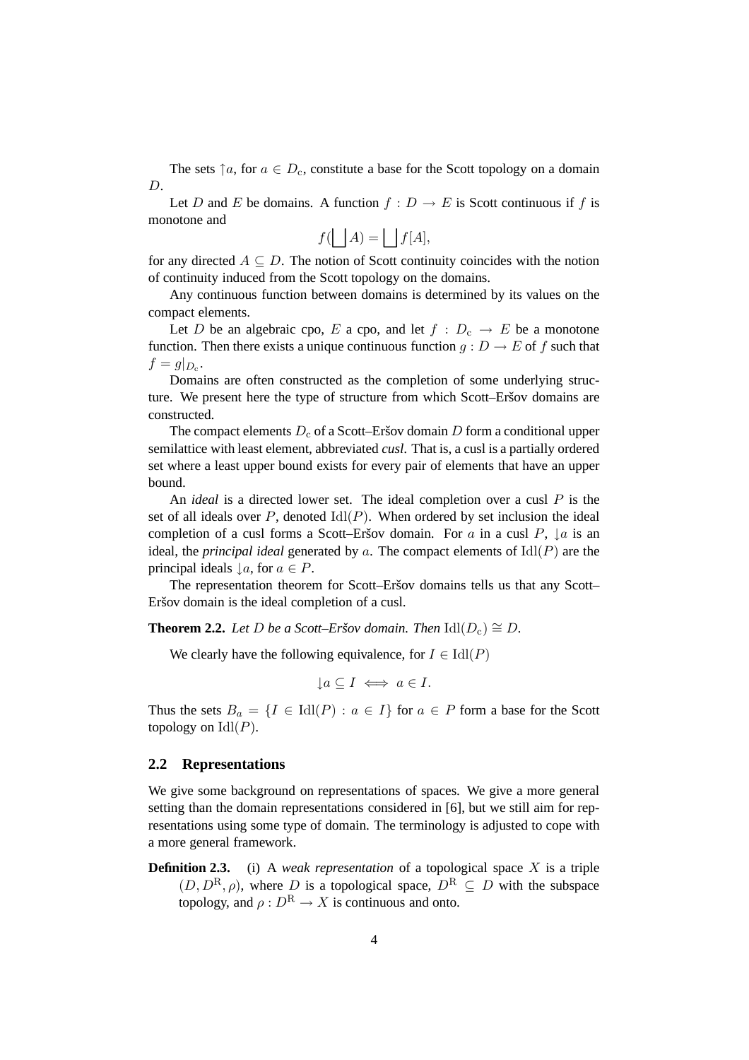The sets $\uparrow a$, for $a \in D_{\mathrm{c}}$, constitute a base for the Scott topology on a domain $D$.

Let $D$ and $E$ be domains. A function $f : D \to E$ is Scott continuous if $f$ is monotone and

$$f(\bigsqcup A) = \bigsqcup f[A],$$

for any directed $A \subseteq D$. The notion of Scott continuity coincides with the notion of continuity induced from the Scott topology on the domains.

Any continuous function between domains is determined by its values on the compact elements.

Let $D$ be an algebraic cpo, $E$ a cpo, and let $f : D_{\mathrm{c}} \to E$ be a monotone function. Then there exists a unique continuous function $g : D \to E$ of $f$ such that $f = g|_{D_{\mathrm{c}}}$.

Domains are often constructed as the completion of some underlying structure. We present here the type of structure from which Scott–Eršov domains are constructed.

The compact elements $D_{\mathrm{c}}$ of a Scott–Eršov domain $D$ form a conditional upper semilattice with least element, abbreviated *cusl*. That is, a cusl is a partially ordered set where a least upper bound exists for every pair of elements that have an upper bound.

An *ideal* is a directed lower set. The ideal completion over a cusl $P$ is the set of all ideals over $P$, denoted $\mathrm{Idl}(P)$. When ordered by set inclusion the ideal completion of a cusl forms a Scott–Eršov domain. For $a$ in a cusl $P$, $\downarrow a$ is an ideal, the *principal ideal* generated by $a$. The compact elements of $\mathrm{Idl}(P)$ are the principal ideals $\downarrow a$, for $a \in P$.

The representation theorem for Scott–Eršov domains tells us that any Scott–Eršov domain is the ideal completion of a cusl.

**Theorem 2.2.** *Let $D$ be a Scott–Eršov domain. Then $\mathrm{Idl}(D_{\mathrm{c}}) \cong D$.*

We clearly have the following equivalence, for $I \in \mathrm{Idl}(P)$

$$\downarrow a \subseteq I \iff a \in I.$$

Thus the sets $B_a = \{I \in \mathrm{Idl}(P) : a \in I\}$ for $a \in P$ form a base for the Scott topology on $\mathrm{Idl}(P)$.

## 2.2 Representations

We give some background on representations of spaces. We give a more general setting than the domain representations considered in [6], but we still aim for representations using some type of domain. The terminology is adjusted to cope with a more general framework.

**Definition 2.3.** (i) A *weak representation* of a topological space $X$ is a triple $(D, D^{\mathrm{R}}, \rho)$, where $D$ is a topological space, $D^{\mathrm{R}} \subseteq D$ with the subspace topology, and $\rho : D^{\mathrm{R}} \to X$ is continuous and onto.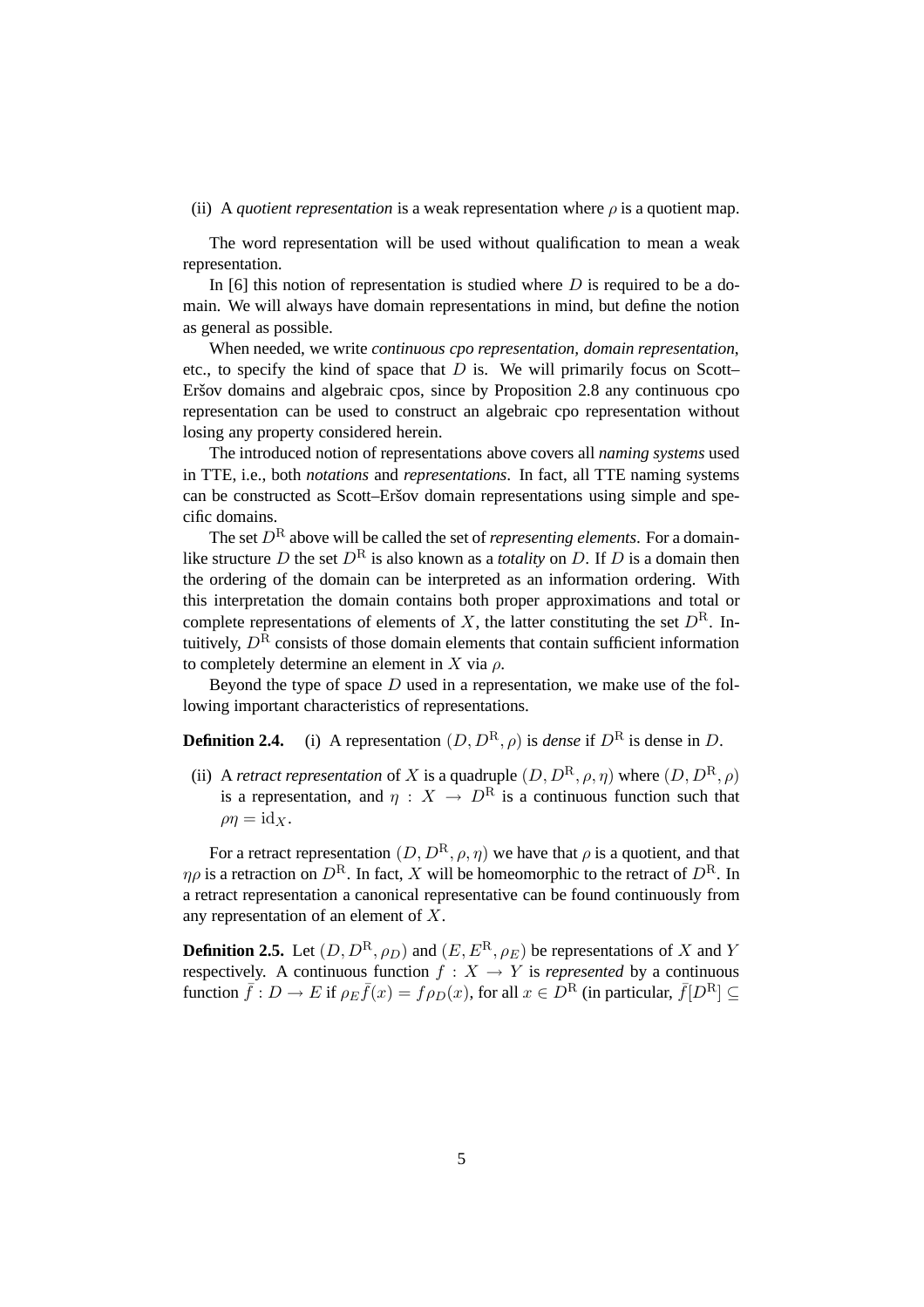(ii) A *quotient representation* is a weak representation where $\rho$ is a quotient map.

The word representation will be used without qualification to mean a weak representation.

In [6] this notion of representation is studied where $D$ is required to be a domain. We will always have domain representations in mind, but define the notion as general as possible.

When needed, we write *continuous cpo representation*, *domain representation*, etc., to specify the kind of space that $D$ is. We will primarily focus on Scott–Eršov domains and algebraic cpos, since by Proposition 2.8 any continuous cpo representation can be used to construct an algebraic cpo representation without losing any property considered herein.

The introduced notion of representations above covers all *naming systems* used in TTE, i.e., both *notations* and *representations*. In fact, all TTE naming systems can be constructed as Scott–Eršov domain representations using simple and specific domains.

The set $D^{\mathrm{R}}$ above will be called the set of *representing elements*. For a domain-like structure $D$ the set $D^{\mathrm{R}}$ is also known as a *totality* on $D$. If $D$ is a domain then the ordering of the domain can be interpreted as an information ordering. With this interpretation the domain contains both proper approximations and total or complete representations of elements of $X$, the latter constituting the set $D^{\mathrm{R}}$. Intuitively, $D^{\mathrm{R}}$ consists of those domain elements that contain sufficient information to completely determine an element in $X$ via $\rho$.

Beyond the type of space $D$ used in a representation, we make use of the following important characteristics of representations.

**Definition 2.4.** (i) A representation $(D, D^{\mathrm{R}}, \rho)$ is *dense* if $D^{\mathrm{R}}$ is dense in $D$.

(ii) A *retract representation* of $X$ is a quadruple $(D, D^{\mathrm{R}}, \rho, \eta)$ where $(D, D^{\mathrm{R}}, \rho)$ is a representation, and $\eta : X \to D^{\mathrm{R}}$ is a continuous function such that $\rho\eta = \mathrm{id}_X$.

For a retract representation $(D, D^{\mathrm{R}}, \rho, \eta)$ we have that $\rho$ is a quotient, and that $\eta\rho$ is a retraction on $D^{\mathrm{R}}$. In fact, $X$ will be homeomorphic to the retract of $D^{\mathrm{R}}$. In a retract representation a canonical representative can be found continuously from any representation of an element of $X$.

**Definition 2.5.** Let $(D, D^{\mathrm{R}}, \rho_D)$ and $(E, E^{\mathrm{R}}, \rho_E)$ be representations of $X$ and $Y$ respectively. A continuous function $f : X \to Y$ is *represented* by a continuous function $\bar{f} : D \to E$ if $\rho_E \bar{f}(x) = f\rho_D(x)$, for all $x \in D^{\mathrm{R}}$ (in particular, $\bar{f}[D^{\mathrm{R}}] \subseteq$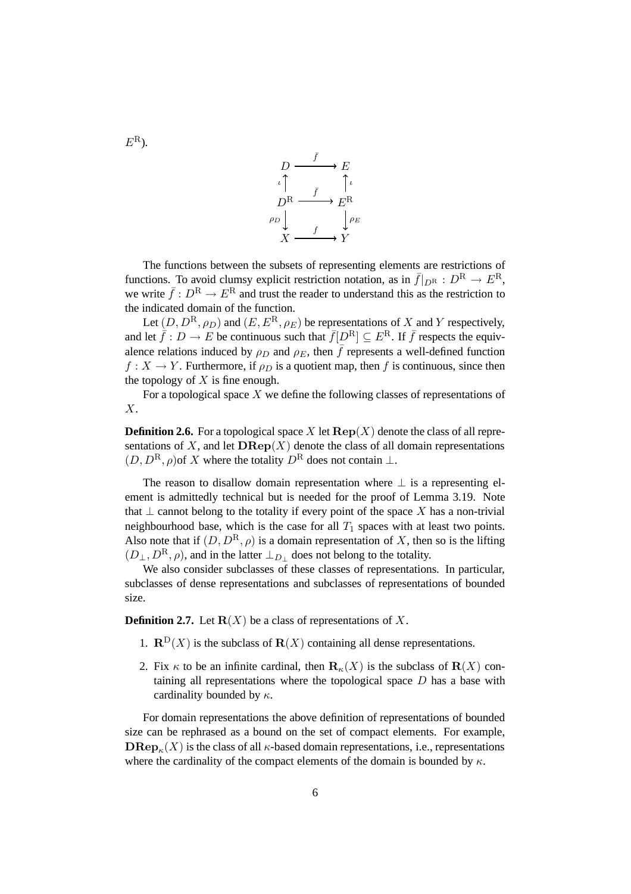$E^{\mathrm{R}}$).

$$
\begin{array}{ccc}
D & \xrightarrow{\bar{f}} & E \\
\uparrow \iota & & \uparrow \iota \\
D^{\mathrm{R}} & \xrightarrow{\bar{f}} & E^{\mathrm{R}} \\
\downarrow \rho_D & & \downarrow \rho_E \\
X & \xrightarrow{f} & Y
\end{array}
$$

The functions between the subsets of representing elements are restrictions of functions. To avoid clumsy explicit restriction notation, as in $\bar{f}|_{D^{\mathrm{R}}} : D^{\mathrm{R}} \to E^{\mathrm{R}}$, we write $\bar{f} : D^{\mathrm{R}} \to E^{\mathrm{R}}$ and trust the reader to understand this as the restriction to the indicated domain of the function.

Let $(D, D^{\mathrm{R}}, \rho_D)$ and $(E, E^{\mathrm{R}}, \rho_E)$ be representations of $X$ and $Y$ respectively, and let $\bar{f} : D \to E$ be continuous such that $\bar{f}[D^{\mathrm{R}}] \subseteq E^{\mathrm{R}}$. If $\bar{f}$ respects the equivalence relations induced by $\rho_D$ and $\rho_E$, then $\bar{f}$ represents a well-defined function $f : X \to Y$. Furthermore, if $\rho_D$ is a quotient map, then $f$ is continuous, since then the topology of $X$ is fine enough.

For a topological space $X$ we define the following classes of representations of $X$.

**Definition 2.6.** For a topological space $X$ let $\mathbf{Rep}(X)$ denote the class of all representations of $X$, and let $\mathbf{DRep}(X)$ denote the class of all domain representations $(D, D^{\mathrm{R}}, \rho)$of $X$ where the totality $D^{\mathrm{R}}$ does not contain $\perp$.

The reason to disallow domain representation where $\perp$ is a representing element is admittedly technical but is needed for the proof of Lemma 3.19. Note that $\perp$ cannot belong to the totality if every point of the space $X$ has a non-trivial neighbourhood base, which is the case for all $T_1$ spaces with at least two points. Also note that if $(D, D^{\mathrm{R}}, \rho)$ is a domain representation of $X$, then so is the lifting $(D_\perp, D^{\mathrm{R}}, \rho)$, and in the latter $\perp_{D_\perp}$ does not belong to the totality.

We also consider subclasses of these classes of representations. In particular, subclasses of dense representations and subclasses of representations of bounded size.

**Definition 2.7.** Let $\mathbf{R}(X)$ be a class of representations of $X$.

1. $\mathbf{R}^{\mathrm{D}}(X)$ is the subclass of $\mathbf{R}(X)$ containing all dense representations.
2. Fix $\kappa$ to be an infinite cardinal, then $\mathbf{R}_\kappa(X)$ is the subclass of $\mathbf{R}(X)$ containing all representations where the topological space $D$ has a base with cardinality bounded by $\kappa$.

For domain representations the above definition of representations of bounded size can be rephrased as a bound on the set of compact elements. For example, $\mathbf{DRep}_\kappa(X)$ is the class of all $\kappa$-based domain representations, i.e., representations where the cardinality of the compact elements of the domain is bounded by $\kappa$.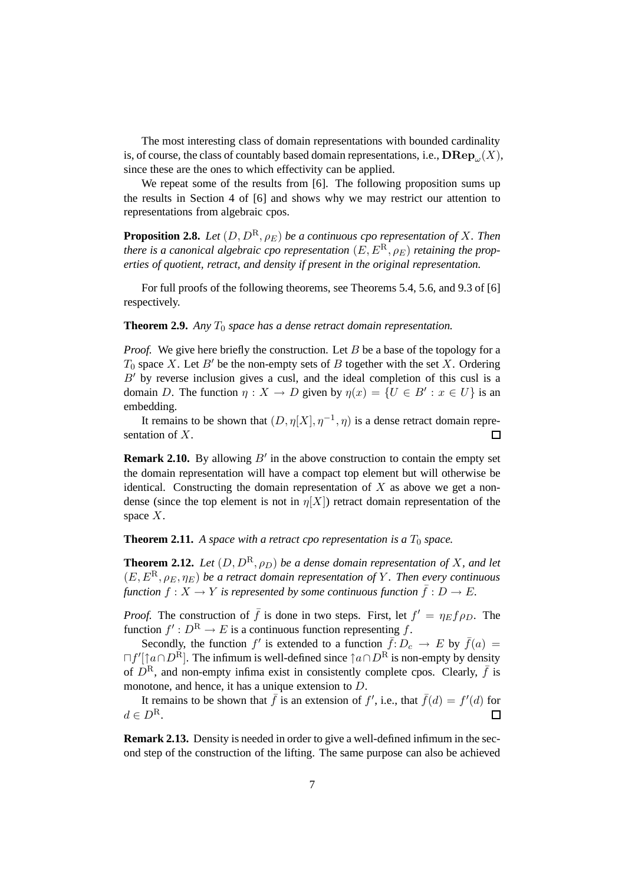The most interesting class of domain representations with bounded cardinality is, of course, the class of countably based domain representations, i.e., $\mathbf{DRep}_\omega(X)$, since these are the ones to which effectivity can be applied.

We repeat some of the results from [6]. The following proposition sums up the results in Section 4 of [6] and shows why we may restrict our attention to representations from algebraic cpos.

**Proposition 2.8.** *Let $(D, D^{\mathrm{R}}, \rho_E)$ be a continuous cpo representation of $X$. Then there is a canonical algebraic cpo representation $(E, E^{\mathrm{R}}, \rho_E)$ retaining the properties of quotient, retract, and density if present in the original representation.*

For full proofs of the following theorems, see Theorems 5.4, 5.6, and 9.3 of [6] respectively.

**Theorem 2.9.** *Any $T_0$ space has a dense retract domain representation.*

*Proof.* We give here briefly the construction. Let $B$ be a base of the topology for a $T_0$ space $X$. Let $B'$ be the non-empty sets of $B$ together with the set $X$. Ordering $B'$ by reverse inclusion gives a cusl, and the ideal completion of this cusl is a domain $D$. The function $\eta : X \to D$ given by $\eta(x) = \{U \in B' : x \in U\}$ is an embedding.

It remains to be shown that $(D, \eta[X], \eta^{-1}, \eta)$ is a dense retract domain representation of $X$. □

**Remark 2.10.** By allowing $B'$ in the above construction to contain the empty set the domain representation will have a compact top element but will otherwise be identical. Constructing the domain representation of $X$ as above we get a non-dense (since the top element is not in $\eta[X]$) retract domain representation of the space $X$.

**Theorem 2.11.** *A space with a retract cpo representation is a $T_0$ space.*

**Theorem 2.12.** *Let $(D, D^{\mathrm{R}}, \rho_D)$ be a dense domain representation of $X$, and let $(E, E^{\mathrm{R}}, \rho_E, \eta_E)$ be a retract domain representation of $Y$. Then every continuous function $f : X \to Y$ is represented by some continuous function $\bar{f} : D \to E$.*

*Proof.* The construction of $\bar{f}$ is done in two steps. First, let $f' = \eta_E f \rho_D$. The function $f' : D^{\mathrm{R}} \to E$ is a continuous function representing $f$.

Secondly, the function $f'$ is extended to a function $\bar{f}: D_c \to E$ by $\bar{f}(a) = \sqcap f'[\uparrow a \cap D^{\mathrm{R}}]$. The infimum is well-defined since $\uparrow a \cap D^{\mathrm{R}}$ is non-empty by density of $D^{\mathrm{R}}$, and non-empty infima exist in consistently complete cpos. Clearly, $\bar{f}$ is monotone, and hence, it has a unique extension to $D$.

It remains to be shown that $\bar{f}$ is an extension of $f'$, i.e., that $\bar{f}(d) = f'(d)$ for $d \in D^{\mathrm{R}}$. □

**Remark 2.13.** Density is needed in order to give a well-defined infimum in the second step of the construction of the lifting. The same purpose can also be achieved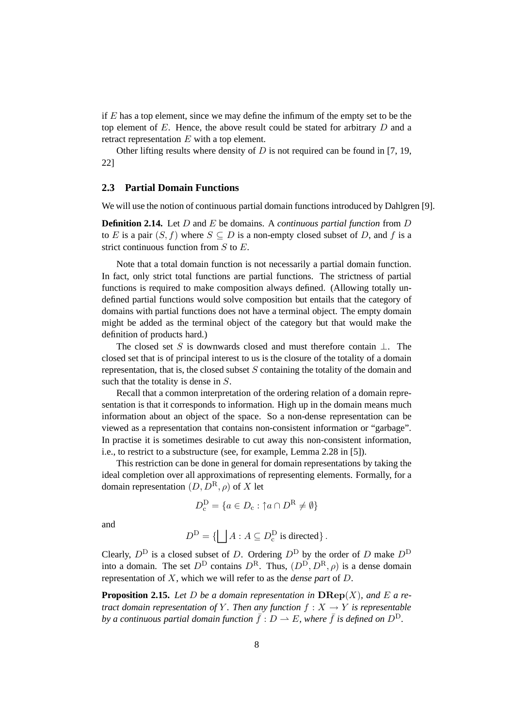if $E$ has a top element, since we may define the infimum of the empty set to be the top element of $E$. Hence, the above result could be stated for arbitrary $D$ and a retract representation $E$ with a top element.

Other lifting results where density of $D$ is not required can be found in [7, 19, 22]

### 2.3 Partial Domain Functions

We will use the notion of continuous partial domain functions introduced by Dahlgren [9].

**Definition 2.14.** Let $D$ and $E$ be domains. A *continuous partial function* from $D$ to $E$ is a pair $(S, f)$ where $S \subseteq D$ is a non-empty closed subset of $D$, and $f$ is a strict continuous function from $S$ to $E$.

Note that a total domain function is not necessarily a partial domain function. In fact, only strict total functions are partial functions. The strictness of partial functions is required to make composition always defined. (Allowing totally undefined partial functions would solve composition but entails that the category of domains with partial functions does not have a terminal object. The empty domain might be added as the terminal object of the category but that would make the definition of products hard.)

The closed set $S$ is downwards closed and must therefore contain $\bot$. The closed set that is of principal interest to us is the closure of the totality of a domain representation, that is, the closed subset $S$ containing the totality of the domain and such that the totality is dense in $S$.

Recall that a common interpretation of the ordering relation of a domain representation is that it corresponds to information. High up in the domain means much information about an object of the space. So a non-dense representation can be viewed as a representation that contains non-consistent information or "garbage". In practise it is sometimes desirable to cut away this non-consistent information, i.e., to restrict to a substructure (see, for example, Lemma 2.28 in [5]).

This restriction can be done in general for domain representations by taking the ideal completion over all approximations of representing elements. Formally, for a domain representation $(D, D^{\mathrm{R}}, \rho)$ of $X$ let

$$D^{\mathrm{D}}_{\mathrm{c}} = \{a \in D_{\mathrm{c}} : \uparrow a \cap D^{\mathrm{R}} \neq \emptyset\}$$

and

$$D^{\mathrm{D}} = \{\bigsqcup A : A \subseteq D^{\mathrm{D}}_{\mathrm{c}} \text{ is directed}\}\,.$$

Clearly, $D^{\mathrm{D}}$ is a closed subset of $D$. Ordering $D^{\mathrm{D}}$ by the order of $D$ make $D^{\mathrm{D}}$ into a domain. The set $D^{\mathrm{D}}$ contains $D^{\mathrm{R}}$. Thus, $(D^{\mathrm{D}}, D^{\mathrm{R}}, \rho)$ is a dense domain representation of $X$, which we will refer to as the *dense part* of $D$.

**Proposition 2.15.** *Let $D$ be a domain representation in $\mathbf{DRep}(X)$, and $E$ a retract domain representation of $Y$. Then any function $f : X \to Y$ is representable by a continuous partial domain function $\bar{f} : D \rightharpoonup E$, where $\bar{f}$ is defined on $D^{\mathrm{D}}$.*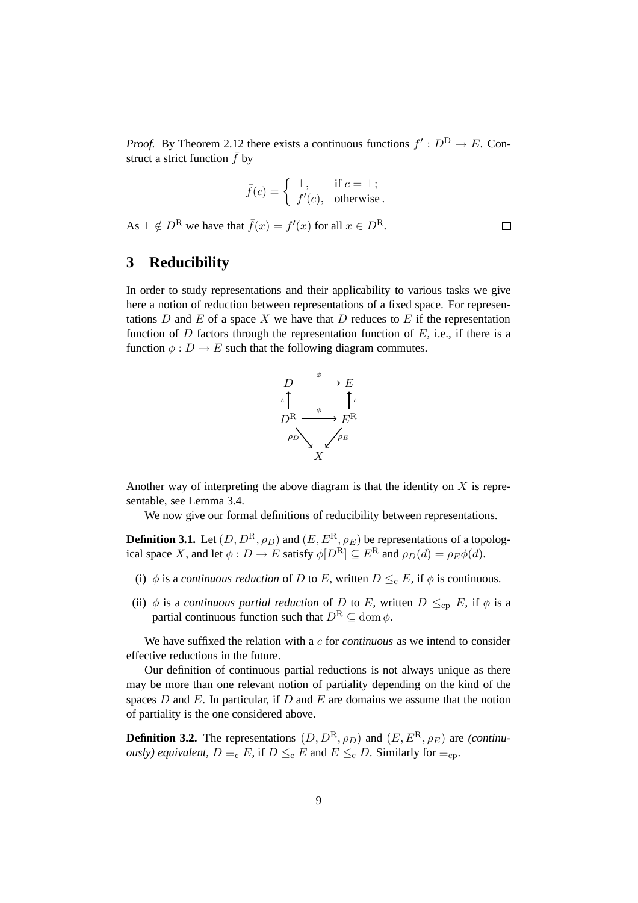*Proof.* By Theorem 2.12 there exists a continuous functions $f' : D^{\mathrm{D}} \to E$. Construct a strict function $\bar{f}$ by

$$\bar{f}(c) = \begin{cases} \bot, & \text{if } c = \bot; \\ f'(c), & \text{otherwise}. \end{cases}$$

As $\bot \notin D^{\mathrm{R}}$ we have that $\bar{f}(x) = f'(x)$ for all $x \in D^{\mathrm{R}}$. □

## 3 Reducibility

In order to study representations and their applicability to various tasks we give here a notion of reduction between representations of a fixed space. For representations $D$ and $E$ of a space $X$ we have that $D$ reduces to $E$ if the representation function of $D$ factors through the representation function of $E$, i.e., if there is a function $\phi : D \to E$ such that the following diagram commutes.

$$\begin{array}{ccc} D & \xrightarrow{\phi} & E \\ {\scriptstyle\iota}\uparrow & & \uparrow{\scriptstyle\iota} \\ D^{\mathrm{R}} & \xrightarrow{\phi} & E^{\mathrm{R}} \\ & {\scriptstyle\rho_D}\searrow \quad \swarrow{\scriptstyle\rho_E} & \\ & X & \end{array}$$

Another way of interpreting the above diagram is that the identity on $X$ is representable, see Lemma 3.4.

We now give our formal definitions of reducibility between representations.

**Definition 3.1.** Let $(D, D^{\mathrm{R}}, \rho_D)$ and $(E, E^{\mathrm{R}}, \rho_E)$ be representations of a topological space $X$, and let $\phi : D \to E$ satisfy $\phi[D^{\mathrm{R}}] \subseteq E^{\mathrm{R}}$ and $\rho_D(d) = \rho_E \phi(d)$.

(i) $\phi$ is a *continuous reduction* of $D$ to $E$, written $D \leq_{\mathrm{c}} E$, if $\phi$ is continuous.

(ii) $\phi$ is a *continuous partial reduction* of $D$ to $E$, written $D \leq_{\mathrm{cp}} E$, if $\phi$ is a partial continuous function such that $D^{\mathrm{R}} \subseteq \operatorname{dom} \phi$.

We have suffixed the relation with a $c$ for *continuous* as we intend to consider effective reductions in the future.

Our definition of continuous partial reductions is not always unique as there may be more than one relevant notion of partiality depending on the kind of the spaces $D$ and $E$. In particular, if $D$ and $E$ are domains we assume that the notion of partiality is the one considered above.

**Definition 3.2.** The representations $(D, D^{\mathrm{R}}, \rho_D)$ and $(E, E^{\mathrm{R}}, \rho_E)$ are *(continuously) equivalent*, $D \equiv_{\mathrm{c}} E$, if $D \leq_{\mathrm{c}} E$ and $E \leq_{\mathrm{c}} D$. Similarly for $\equiv_{\mathrm{cp}}$.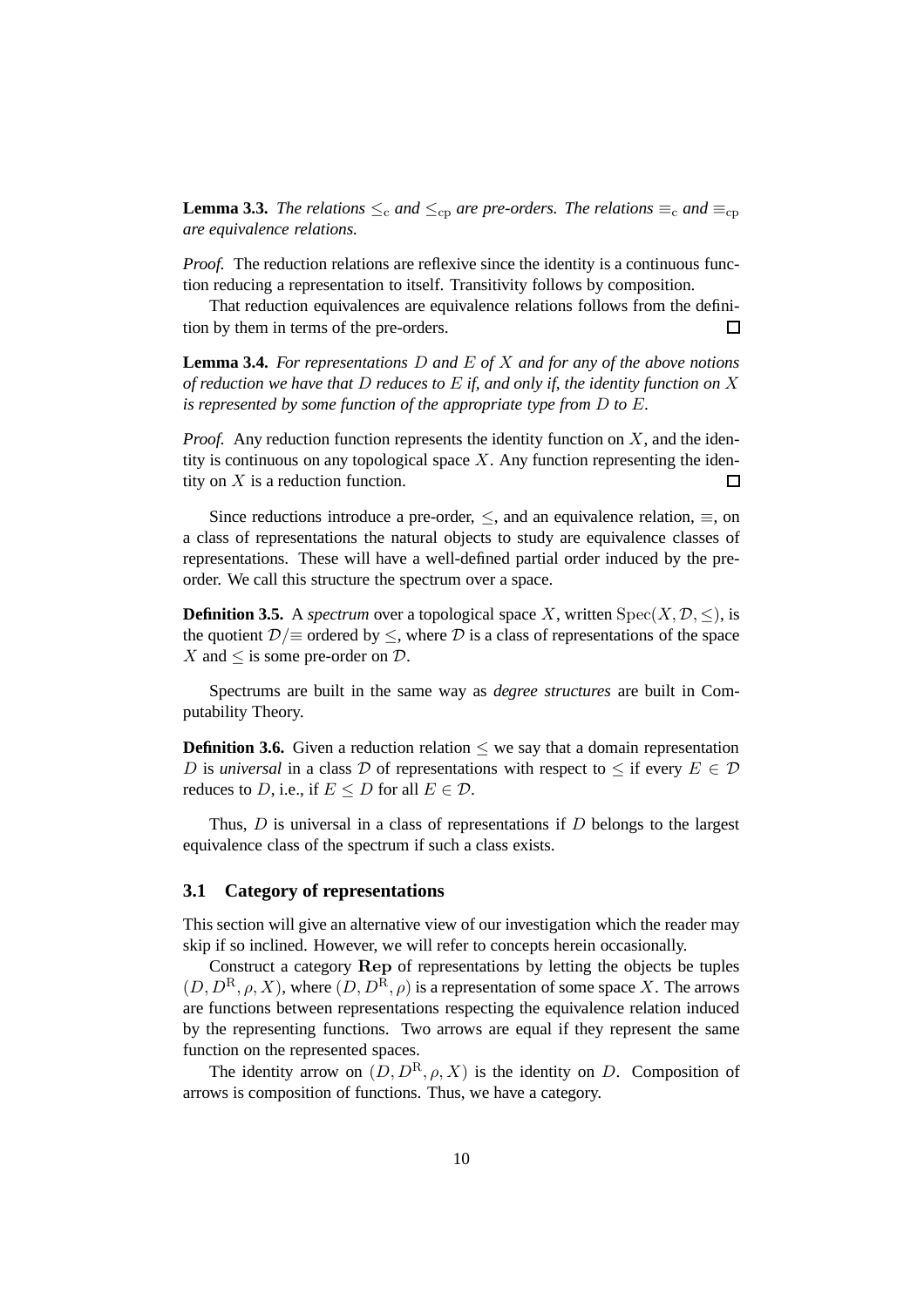**Lemma 3.3.** *The relations $\leq_{\mathrm{c}}$ and $\leq_{\mathrm{cp}}$ are pre-orders. The relations $\equiv_{\mathrm{c}}$ and $\equiv_{\mathrm{cp}}$ are equivalence relations.*

*Proof.* The reduction relations are reflexive since the identity is a continuous function reducing a representation to itself. Transitivity follows by composition.

That reduction equivalences are equivalence relations follows from the definition by them in terms of the pre-orders. □

**Lemma 3.4.** *For representations $D$ and $E$ of $X$ and for any of the above notions of reduction we have that $D$ reduces to $E$ if, and only if, the identity function on $X$ is represented by some function of the appropriate type from $D$ to $E$.*

*Proof.* Any reduction function represents the identity function on $X$, and the identity is continuous on any topological space $X$. Any function representing the identity on $X$ is a reduction function. □

Since reductions introduce a pre-order, $\leq$, and an equivalence relation, $\equiv$, on a class of representations the natural objects to study are equivalence classes of representations. These will have a well-defined partial order induced by the pre-order. We call this structure the spectrum over a space.

**Definition 3.5.** A *spectrum* over a topological space $X$, written $\mathrm{Spec}(X, \mathcal{D}, \leq)$, is the quotient $\mathcal{D}/\!\equiv$ ordered by $\leq$, where $\mathcal{D}$ is a class of representations of the space $X$ and $\leq$ is some pre-order on $\mathcal{D}$.

Spectrums are built in the same way as *degree structures* are built in Computability Theory.

**Definition 3.6.** Given a reduction relation $\leq$ we say that a domain representation $D$ is *universal* in a class $\mathcal{D}$ of representations with respect to $\leq$ if every $E \in \mathcal{D}$ reduces to $D$, i.e., if $E \leq D$ for all $E \in \mathcal{D}$.

Thus, $D$ is universal in a class of representations if $D$ belongs to the largest equivalence class of the spectrum if such a class exists.

### 3.1 Category of representations

This section will give an alternative view of our investigation which the reader may skip if so inclined. However, we will refer to concepts herein occasionally.

Construct a category $\mathbf{Rep}$ of representations by letting the objects be tuples $(D, D^{\mathrm{R}}, \rho, X)$, where $(D, D^{\mathrm{R}}, \rho)$ is a representation of some space $X$. The arrows are functions between representations respecting the equivalence relation induced by the representing functions. Two arrows are equal if they represent the same function on the represented spaces.

The identity arrow on $(D, D^{\mathrm{R}}, \rho, X)$ is the identity on $D$. Composition of arrows is composition of functions. Thus, we have a category.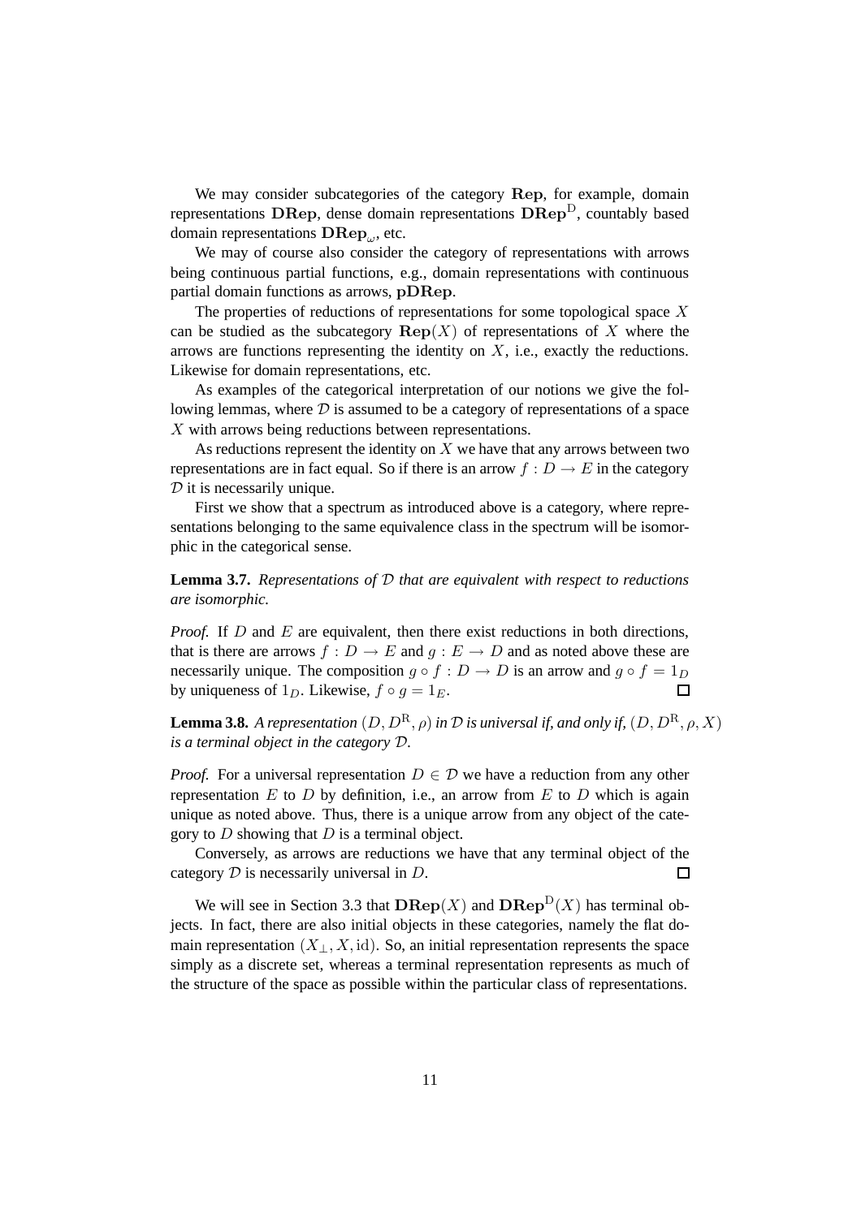We may consider subcategories of the category $\mathbf{Rep}$, for example, domain representations $\mathbf{DRep}$, dense domain representations $\mathbf{DRep}^{\mathrm{D}}$, countably based domain representations $\mathbf{DRep}_{\omega}$, etc.

We may of course also consider the category of representations with arrows being continuous partial functions, e.g., domain representations with continuous partial domain functions as arrows, $\mathbf{pDRep}$.

The properties of reductions of representations for some topological space $X$ can be studied as the subcategory $\mathbf{Rep}(X)$ of representations of $X$ where the arrows are functions representing the identity on $X$, i.e., exactly the reductions. Likewise for domain representations, etc.

As examples of the categorical interpretation of our notions we give the following lemmas, where $\mathcal{D}$ is assumed to be a category of representations of a space $X$ with arrows being reductions between representations.

As reductions represent the identity on $X$ we have that any arrows between two representations are in fact equal. So if there is an arrow $f : D \to E$ in the category $\mathcal{D}$ it is necessarily unique.

First we show that a spectrum as introduced above is a category, where representations belonging to the same equivalence class in the spectrum will be isomorphic in the categorical sense.

**Lemma 3.7.** *Representations of $\mathcal{D}$ that are equivalent with respect to reductions are isomorphic.*

*Proof.* If $D$ and $E$ are equivalent, then there exist reductions in both directions, that is there are arrows $f : D \to E$ and $g : E \to D$ and as noted above these are necessarily unique. The composition $g \circ f : D \to D$ is an arrow and $g \circ f = 1_D$ by uniqueness of $1_D$. Likewise, $f \circ g = 1_E$. □

**Lemma 3.8.** *A representation $(D, D^{\mathrm{R}}, \rho)$ in $\mathcal{D}$ is universal if, and only if, $(D, D^{\mathrm{R}}, \rho, X)$ is a terminal object in the category $\mathcal{D}$.*

*Proof.* For a universal representation $D \in \mathcal{D}$ we have a reduction from any other representation $E$ to $D$ by definition, i.e., an arrow from $E$ to $D$ which is again unique as noted above. Thus, there is a unique arrow from any object of the category to $D$ showing that $D$ is a terminal object.

Conversely, as arrows are reductions we have that any terminal object of the category $\mathcal{D}$ is necessarily universal in $D$. □

We will see in Section 3.3 that $\mathbf{DRep}(X)$ and $\mathbf{DRep}^{\mathrm{D}}(X)$ has terminal objects. In fact, there are also initial objects in these categories, namely the flat domain representation $(X_{\perp}, X, \mathrm{id})$. So, an initial representation represents the space simply as a discrete set, whereas a terminal representation represents as much of the structure of the space as possible within the particular class of representations.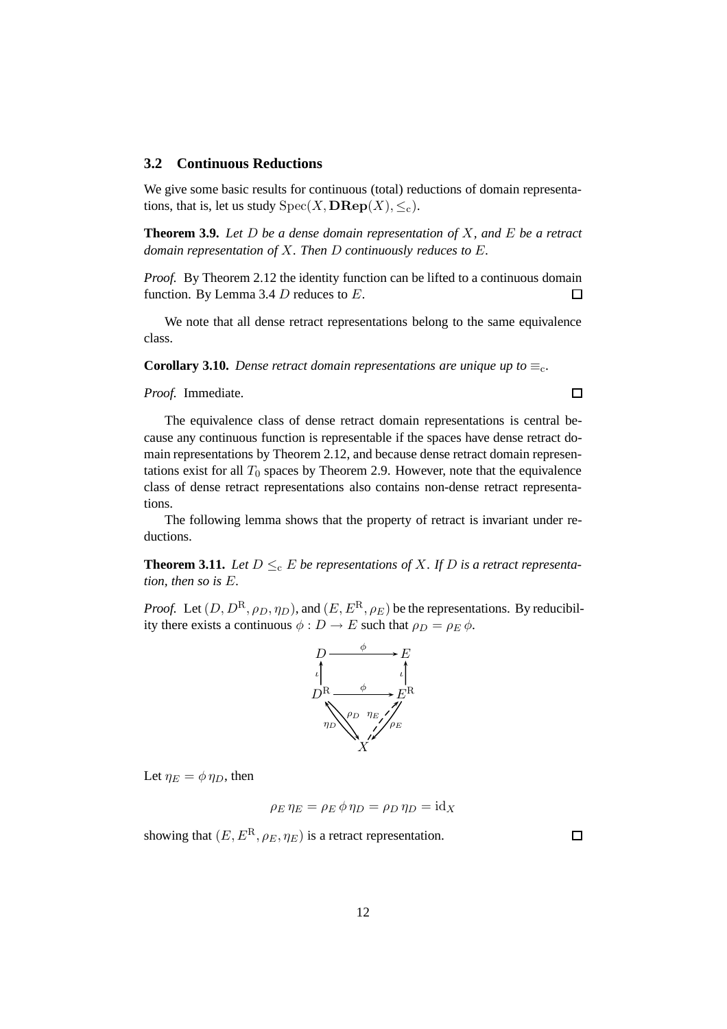### 3.2 Continuous Reductions

We give some basic results for continuous (total) reductions of domain representations, that is, let us study $\mathrm{Spec}(X, \mathbf{DRep}(X), \leq_{\mathrm{c}})$.

**Theorem 3.9.** *Let $D$ be a dense domain representation of $X$, and $E$ be a retract domain representation of $X$. Then $D$ continuously reduces to $E$.*

*Proof.* By Theorem 2.12 the identity function can be lifted to a continuous domain function. By Lemma 3.4 $D$ reduces to $E$. □

We note that all dense retract representations belong to the same equivalence class.

**Corollary 3.10.** *Dense retract domain representations are unique up to $\equiv_{\mathrm{c}}$.*

*Proof.* Immediate. □

The equivalence class of dense retract domain representations is central because any continuous function is representable if the spaces have dense retract domain representations by Theorem 2.12, and because dense retract domain representations exist for all $T_0$ spaces by Theorem 2.9. However, note that the equivalence class of dense retract representations also contains non-dense retract representations.

The following lemma shows that the property of retract is invariant under reductions.

**Theorem 3.11.** *Let $D \leq_{\mathrm{c}} E$ be representations of $X$. If $D$ is a retract representation, then so is $E$.*

*Proof.* Let $(D, D^{\mathrm{R}}, \rho_D, \eta_D)$, and $(E, E^{\mathrm{R}}, \rho_E)$ be the representations. By reducibility there exists a continuous $\phi : D \to E$ such that $\rho_D = \rho_E\, \phi$.

$$
\begin{array}{ccc}
D & \xrightarrow{\phi} & E \\
\uparrow \iota & & \uparrow \iota \\
D^{\mathrm{R}} & \xrightarrow{\phi} & E^{\mathrm{R}} \\
\eta_D \nwarrow \searrow \rho_D & & \eta_E \nearrow \swarrow \rho_E \\
& X &
\end{array}
$$

Let $\eta_E = \phi\, \eta_D$, then

$$
\rho_E\, \eta_E = \rho_E\, \phi\, \eta_D = \rho_D\, \eta_D = \mathrm{id}_X
$$

showing that $(E, E^{\mathrm{R}}, \rho_E, \eta_E)$ is a retract representation. □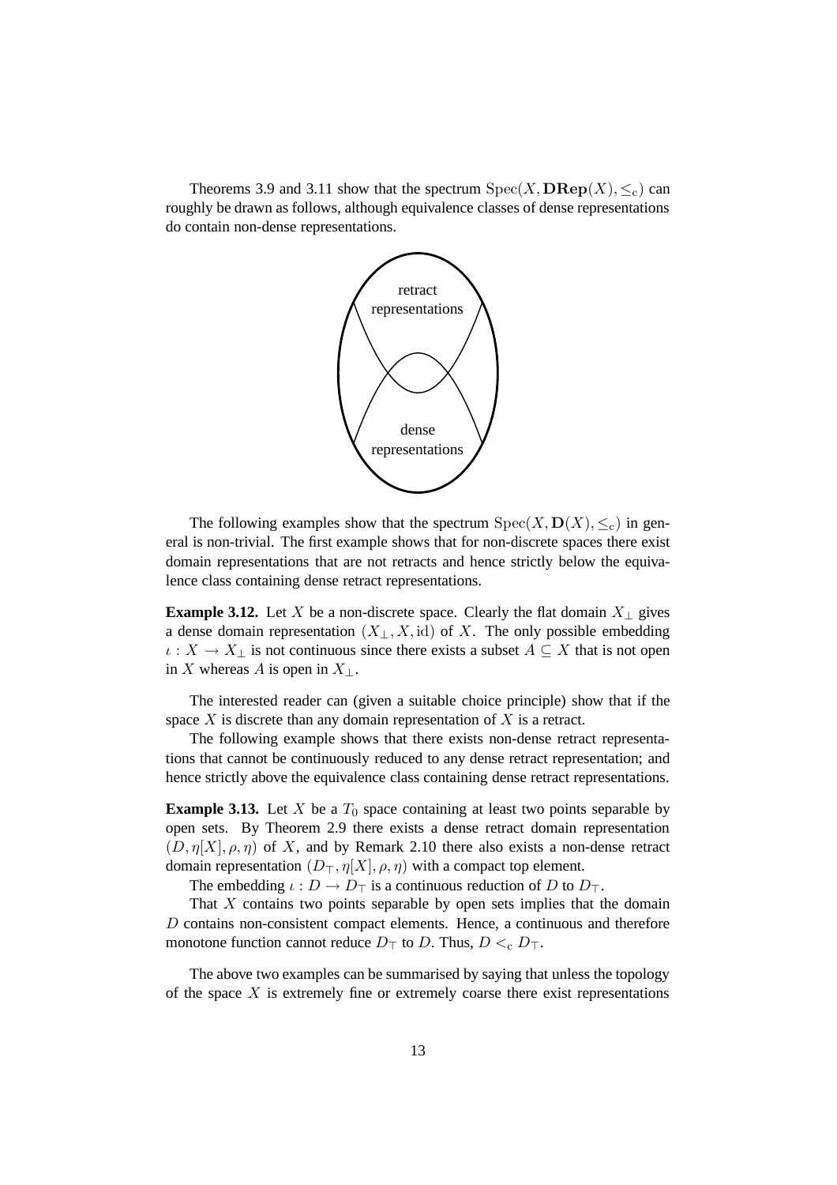Theorems 3.9 and 3.11 show that the spectrum $\mathrm{Spec}(X, \mathbf{DRep}(X), \leq_c)$ can roughly be drawn as follows, although equivalence classes of dense representations do contain non-dense representations.

The following examples show that the spectrum $\mathrm{Spec}(X, \mathbf{D}(X), \leq_c)$ in general is non-trivial. The first example shows that for non-discrete spaces there exist domain representations that are not retracts and hence strictly below the equivalence class containing dense retract representations.

**Example 3.12.** Let $X$ be a non-discrete space. Clearly the flat domain $X_\perp$ gives a dense domain representation $(X_\perp, X, \mathrm{id})$ of $X$. The only possible embedding $\iota : X \to X_\perp$ is not continuous since there exists a subset $A \subseteq X$ that is not open in $X$ whereas $A$ is open in $X_\perp$.

The interested reader can (given a suitable choice principle) show that if the space $X$ is discrete than any domain representation of $X$ is a retract.

The following example shows that there exists non-dense retract representations that cannot be continuously reduced to any dense retract representation; and hence strictly above the equivalence class containing dense retract representations.

**Example 3.13.** Let $X$ be a $T_0$ space containing at least two points separable by open sets. By Theorem 2.9 there exists a dense retract domain representation $(D, \eta[X], \rho, \eta)$ of $X$, and by Remark 2.10 there also exists a non-dense retract domain representation $(D_\top, \eta[X], \rho, \eta)$ with a compact top element.

The embedding $\iota : D \to D_\top$ is a continuous reduction of $D$ to $D_\top$.

That $X$ contains two points separable by open sets implies that the domain $D$ contains non-consistent compact elements. Hence, a continuous and therefore monotone function cannot reduce $D_\top$ to $D$. Thus, $D <_c D_\top$.

The above two examples can be summarised by saying that unless the topology of the space $X$ is extremely fine or extremely coarse there exist representations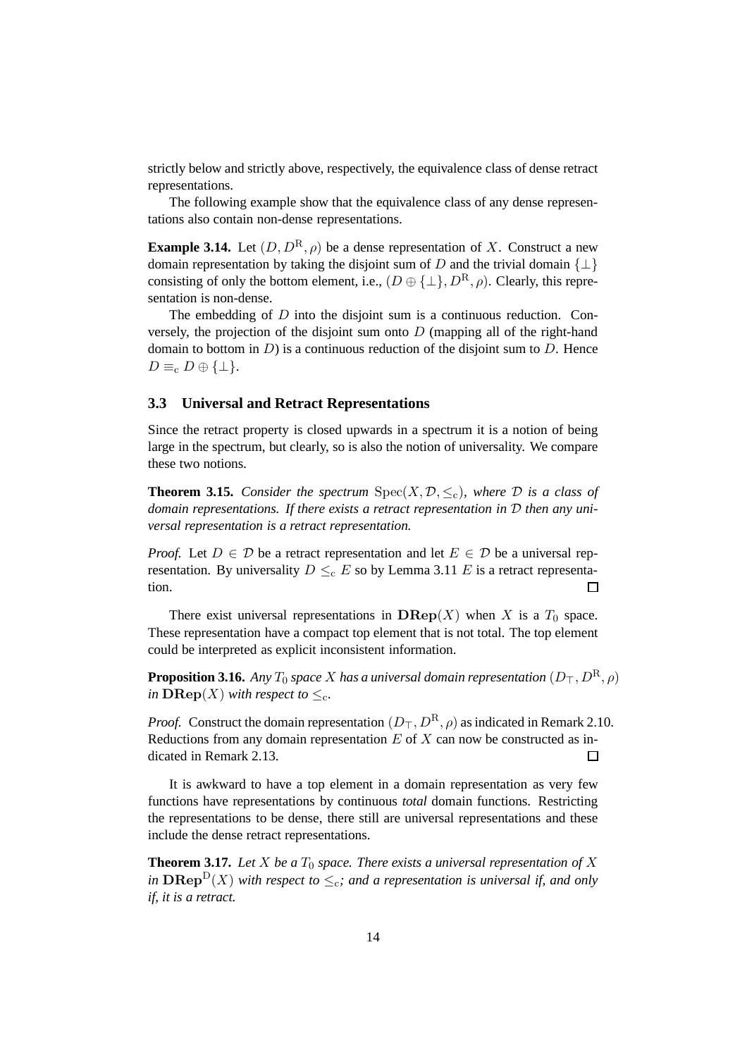strictly below and strictly above, respectively, the equivalence class of dense retract representations.

The following example show that the equivalence class of any dense representations also contain non-dense representations.

**Example 3.14.** Let $(D, D^{\mathrm{R}}, \rho)$ be a dense representation of $X$. Construct a new domain representation by taking the disjoint sum of $D$ and the trivial domain $\{\perp\}$ consisting of only the bottom element, i.e., $(D \oplus \{\perp\}, D^{\mathrm{R}}, \rho)$. Clearly, this representation is non-dense.

The embedding of $D$ into the disjoint sum is a continuous reduction. Conversely, the projection of the disjoint sum onto $D$ (mapping all of the right-hand domain to bottom in $D$) is a continuous reduction of the disjoint sum to $D$. Hence $D \equiv_{\mathrm{c}} D \oplus \{\perp\}$.

### 3.3 Universal and Retract Representations

Since the retract property is closed upwards in a spectrum it is a notion of being large in the spectrum, but clearly, so is also the notion of universality. We compare these two notions.

**Theorem 3.15.** *Consider the spectrum $\mathrm{Spec}(X, \mathcal{D}, \leq_{\mathrm{c}})$, where $\mathcal{D}$ is a class of domain representations. If there exists a retract representation in $\mathcal{D}$ then any universal representation is a retract representation.*

*Proof.* Let $D \in \mathcal{D}$ be a retract representation and let $E \in \mathcal{D}$ be a universal representation. By universality $D \leq_{\mathrm{c}} E$ so by Lemma 3.11 $E$ is a retract representation. □

There exist universal representations in $\mathbf{DRep}(X)$ when $X$ is a $T_0$ space. These representation have a compact top element that is not total. The top element could be interpreted as explicit inconsistent information.

**Proposition 3.16.** *Any $T_0$ space $X$ has a universal domain representation $(D_\top, D^{\mathrm{R}}, \rho)$ in $\mathbf{DRep}(X)$ with respect to $\leq_{\mathrm{c}}$.*

*Proof.* Construct the domain representation $(D_\top, D^{\mathrm{R}}, \rho)$ as indicated in Remark 2.10. Reductions from any domain representation $E$ of $X$ can now be constructed as indicated in Remark 2.13. □

It is awkward to have a top element in a domain representation as very few functions have representations by continuous *total* domain functions. Restricting the representations to be dense, there still are universal representations and these include the dense retract representations.

**Theorem 3.17.** *Let $X$ be a $T_0$ space. There exists a universal representation of $X$ in $\mathbf{DRep}^{\mathrm{D}}(X)$ with respect to $\leq_{\mathrm{c}}$; and a representation is universal if, and only if, it is a retract.*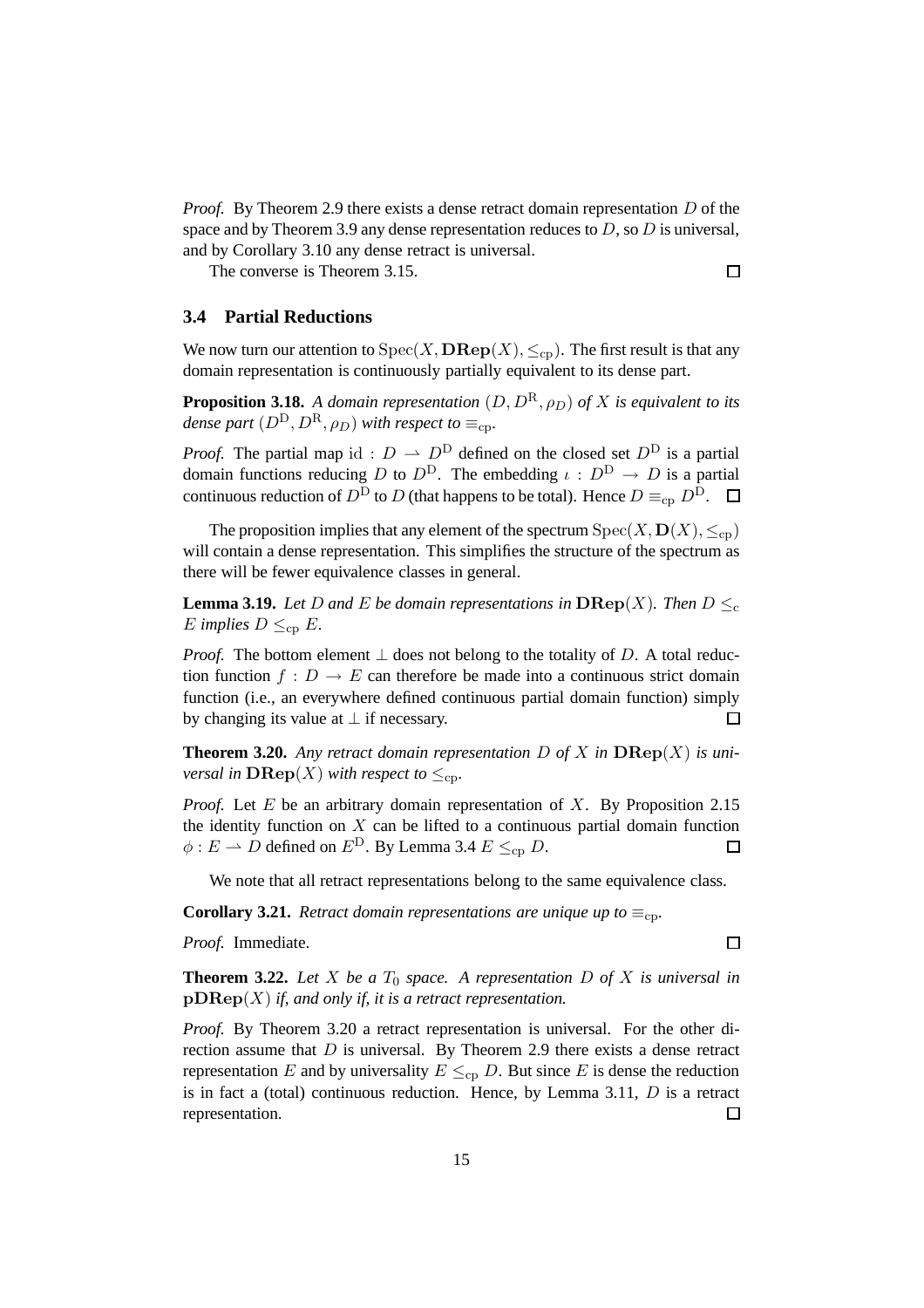*Proof.* By Theorem 2.9 there exists a dense retract domain representation $D$ of the space and by Theorem 3.9 any dense representation reduces to $D$, so $D$ is universal, and by Corollary 3.10 any dense retract is universal.

The converse is Theorem 3.15. $\square$

### 3.4 Partial Reductions

We now turn our attention to $\mathrm{Spec}(X, \mathbf{DRep}(X), \leq_{\mathrm{cp}})$. The first result is that any domain representation is continuously partially equivalent to its dense part.

**Proposition 3.18.** *A domain representation $(D, D^{\mathrm{R}}, \rho_D)$ of $X$ is equivalent to its dense part $(D^{\mathrm{D}}, D^{\mathrm{R}}, \rho_D)$ with respect to $\equiv_{\mathrm{cp}}$.*

*Proof.* The partial map $\mathrm{id} : D \rightharpoonup D^{\mathrm{D}}$ defined on the closed set $D^{\mathrm{D}}$ is a partial domain functions reducing $D$ to $D^{\mathrm{D}}$. The embedding $\iota : D^{\mathrm{D}} \to D$ is a partial continuous reduction of $D^{\mathrm{D}}$ to $D$ (that happens to be total). Hence $D \equiv_{\mathrm{cp}} D^{\mathrm{D}}$. $\square$

The proposition implies that any element of the spectrum $\mathrm{Spec}(X, \mathbf{D}(X), \leq_{\mathrm{cp}})$ will contain a dense representation. This simplifies the structure of the spectrum as there will be fewer equivalence classes in general.

**Lemma 3.19.** *Let $D$ and $E$ be domain representations in $\mathbf{DRep}(X)$. Then $D \leq_{\mathrm{c}} E$ implies $D \leq_{\mathrm{cp}} E$.*

*Proof.* The bottom element $\perp$ does not belong to the totality of $D$. A total reduction function $f : D \to E$ can therefore be made into a continuous strict domain function (i.e., an everywhere defined continuous partial domain function) simply by changing its value at $\perp$ if necessary. $\square$

**Theorem 3.20.** *Any retract domain representation $D$ of $X$ in $\mathbf{DRep}(X)$ is universal in $\mathbf{DRep}(X)$ with respect to $\leq_{\mathrm{cp}}$.*

*Proof.* Let $E$ be an arbitrary domain representation of $X$. By Proposition 2.15 the identity function on $X$ can be lifted to a continuous partial domain function $\phi : E \rightharpoonup D$ defined on $E^{\mathrm{D}}$. By Lemma 3.4 $E \leq_{\mathrm{cp}} D$. $\square$

We note that all retract representations belong to the same equivalence class.

**Corollary 3.21.** *Retract domain representations are unique up to $\equiv_{\mathrm{cp}}$.*

*Proof.* Immediate. $\square$

**Theorem 3.22.** *Let $X$ be a $T_0$ space. A representation $D$ of $X$ is universal in $\mathbf{pDRep}(X)$ if, and only if, it is a retract representation.*

*Proof.* By Theorem 3.20 a retract representation is universal. For the other direction assume that $D$ is universal. By Theorem 2.9 there exists a dense retract representation $E$ and by universality $E \leq_{\mathrm{cp}} D$. But since $E$ is dense the reduction is in fact a (total) continuous reduction. Hence, by Lemma 3.11, $D$ is a retract representation. $\square$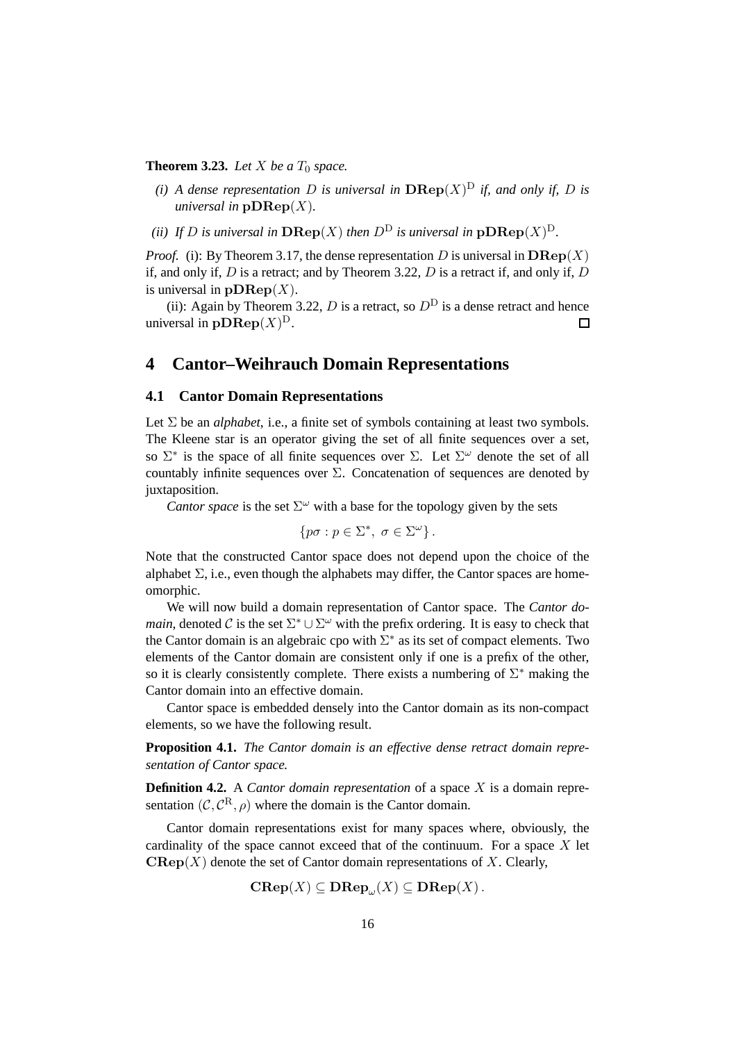**Theorem 3.23.** *Let $X$ be a $T_0$ space.*

*(i) A dense representation $D$ is universal in $\mathbf{DRep}(X)^{\mathrm{D}}$ if, and only if, $D$ is universal in $\mathbf{pDRep}(X)$.*

*(ii) If $D$ is universal in $\mathbf{DRep}(X)$ then $D^{\mathrm{D}}$ is universal in $\mathbf{pDRep}(X)^{\mathrm{D}}$.*

*Proof.* (i): By Theorem 3.17, the dense representation $D$ is universal in $\mathbf{DRep}(X)$ if, and only if, $D$ is a retract; and by Theorem 3.22, $D$ is a retract if, and only if, $D$ is universal in $\mathbf{pDRep}(X)$.

(ii): Again by Theorem 3.22, $D$ is a retract, so $D^{\mathrm{D}}$ is a dense retract and hence universal in $\mathbf{pDRep}(X)^{\mathrm{D}}$. □

# 4 Cantor–Weihrauch Domain Representations

## 4.1 Cantor Domain Representations

Let $\Sigma$ be an *alphabet*, i.e., a finite set of symbols containing at least two symbols. The Kleene star is an operator giving the set of all finite sequences over a set, so $\Sigma^*$ is the space of all finite sequences over $\Sigma$. Let $\Sigma^\omega$ denote the set of all countably infinite sequences over $\Sigma$. Concatenation of sequences are denoted by juxtaposition.

*Cantor space* is the set $\Sigma^\omega$ with a base for the topology given by the sets

$$\{p\sigma : p \in \Sigma^*,\ \sigma \in \Sigma^\omega\}.$$

Note that the constructed Cantor space does not depend upon the choice of the alphabet $\Sigma$, i.e., even though the alphabets may differ, the Cantor spaces are homeomorphic.

We will now build a domain representation of Cantor space. The *Cantor domain*, denoted $\mathcal{C}$ is the set $\Sigma^* \cup \Sigma^\omega$ with the prefix ordering. It is easy to check that the Cantor domain is an algebraic cpo with $\Sigma^*$ as its set of compact elements. Two elements of the Cantor domain are consistent only if one is a prefix of the other, so it is clearly consistently complete. There exists a numbering of $\Sigma^*$ making the Cantor domain into an effective domain.

Cantor space is embedded densely into the Cantor domain as its non-compact elements, so we have the following result.

**Proposition 4.1.** *The Cantor domain is an effective dense retract domain representation of Cantor space.*

**Definition 4.2.** A *Cantor domain representation* of a space $X$ is a domain representation $(\mathcal{C}, \mathcal{C}^{\mathrm{R}}, \rho)$ where the domain is the Cantor domain.

Cantor domain representations exist for many spaces where, obviously, the cardinality of the space cannot exceed that of the continuum. For a space $X$ let $\mathbf{CRep}(X)$ denote the set of Cantor domain representations of $X$. Clearly,

$$\mathbf{CRep}(X) \subseteq \mathbf{DRep}_\omega(X) \subseteq \mathbf{DRep}(X).$$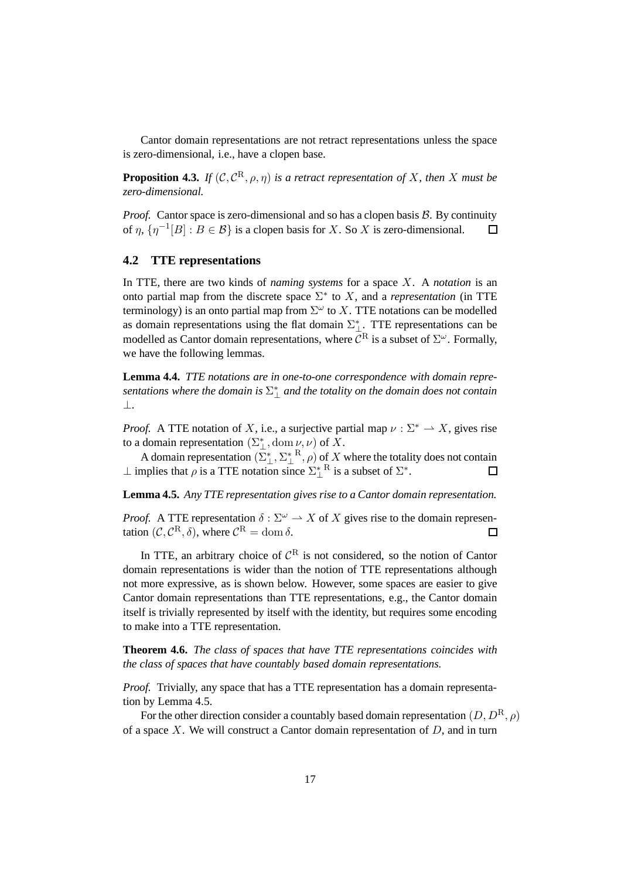Cantor domain representations are not retract representations unless the space is zero-dimensional, i.e., have a clopen base.

**Proposition 4.3.** *If $(\mathcal{C}, \mathcal{C}^{\mathrm{R}}, \rho, \eta)$ is a retract representation of $X$, then $X$ must be zero-dimensional.*

*Proof.* Cantor space is zero-dimensional and so has a clopen basis $\mathcal{B}$. By continuity of $\eta$, $\{\eta^{-1}[B] : B \in \mathcal{B}\}$ is a clopen basis for $X$. So $X$ is zero-dimensional. $\square$

## 4.2 TTE representations

In TTE, there are two kinds of *naming systems* for a space $X$. A *notation* is an onto partial map from the discrete space $\Sigma^*$ to $X$, and a *representation* (in TTE terminology) is an onto partial map from $\Sigma^\omega$ to $X$. TTE notations can be modelled as domain representations using the flat domain $\Sigma^*_\perp$. TTE representations can be modelled as Cantor domain representations, where $\mathcal{C}^{\mathrm{R}}$ is a subset of $\Sigma^\omega$. Formally, we have the following lemmas.

**Lemma 4.4.** *TTE notations are in one-to-one correspondence with domain representations where the domain is $\Sigma^*_\perp$ and the totality on the domain does not contain $\perp$.*

*Proof.* A TTE notation of $X$, i.e., a surjective partial map $\nu : \Sigma^* \rightharpoonup X$, gives rise to a domain representation $(\Sigma^*_\perp, \operatorname{dom}\nu, \nu)$ of $X$.

A domain representation $(\Sigma^*_\perp, {\Sigma^*_\perp}^{\mathrm{R}}, \rho)$ of $X$ where the totality does not contain $\perp$ implies that $\rho$ is a TTE notation since ${\Sigma^*_\perp}^{\mathrm{R}}$ is a subset of $\Sigma^*$. $\square$

**Lemma 4.5.** *Any TTE representation gives rise to a Cantor domain representation.*

*Proof.* A TTE representation $\delta : \Sigma^\omega \rightharpoonup X$ of $X$ gives rise to the domain representation $(\mathcal{C}, \mathcal{C}^{\mathrm{R}}, \delta)$, where $\mathcal{C}^{\mathrm{R}} = \operatorname{dom}\delta$. $\square$

In TTE, an arbitrary choice of $\mathcal{C}^{\mathrm{R}}$ is not considered, so the notion of Cantor domain representations is wider than the notion of TTE representations although not more expressive, as is shown below. However, some spaces are easier to give Cantor domain representations than TTE representations, e.g., the Cantor domain itself is trivially represented by itself with the identity, but requires some encoding to make into a TTE representation.

**Theorem 4.6.** *The class of spaces that have TTE representations coincides with the class of spaces that have countably based domain representations.*

*Proof.* Trivially, any space that has a TTE representation has a domain representation by Lemma 4.5.

For the other direction consider a countably based domain representation $(D, D^{\mathrm{R}}, \rho)$ of a space $X$. We will construct a Cantor domain representation of $D$, and in turn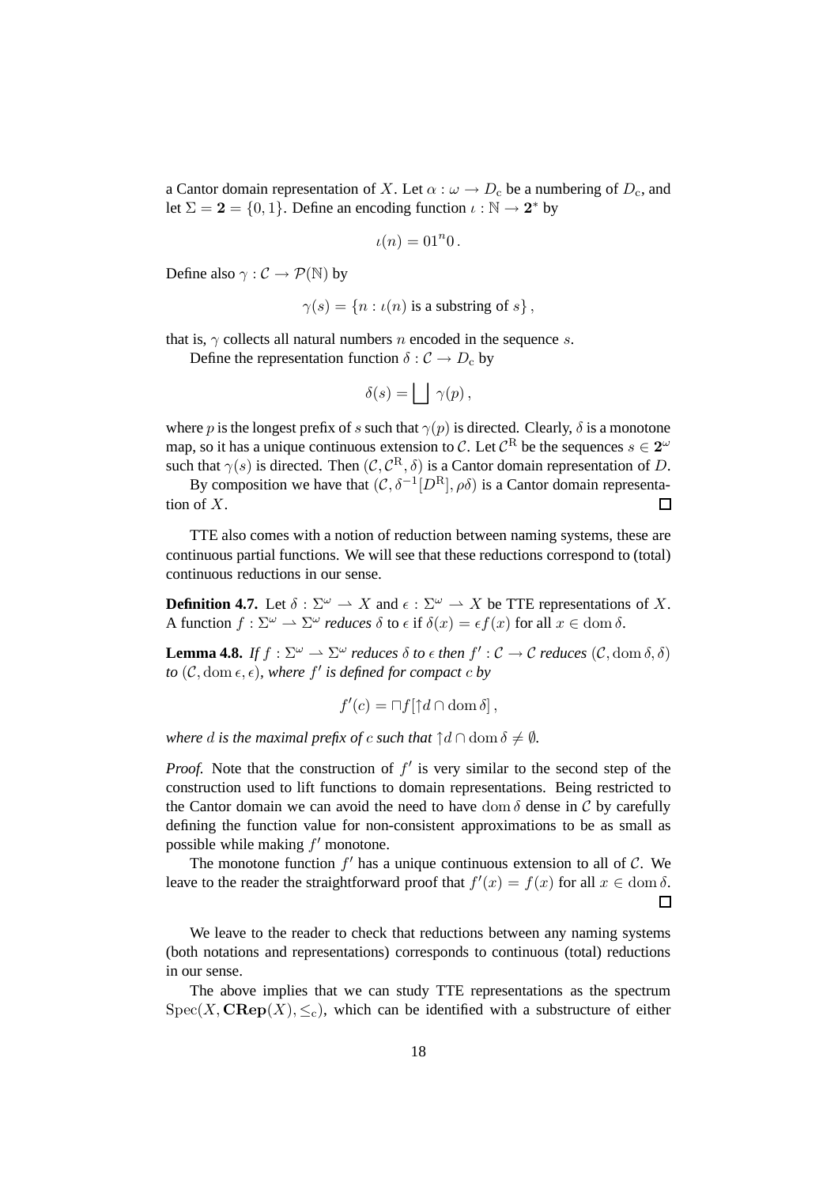a Cantor domain representation of $X$. Let $\alpha : \omega \to D_{\mathrm{c}}$ be a numbering of $D_{\mathrm{c}}$, and let $\Sigma = \mathbf{2} = \{0, 1\}$. Define an encoding function $\iota : \mathbb{N} \to \mathbf{2}^*$ by

$$\iota(n) = 01^n 0\,.$$

Define also $\gamma : \mathcal{C} \to \mathcal{P}(\mathbb{N})$ by

$$\gamma(s) = \{n : \iota(n) \text{ is a substring of } s\}\,,$$

that is, $\gamma$ collects all natural numbers $n$ encoded in the sequence $s$.

Define the representation function $\delta : \mathcal{C} \to D_{\mathrm{c}}$ by

$$\delta(s) = \bigsqcup \gamma(p)\,,$$

where $p$ is the longest prefix of $s$ such that $\gamma(p)$ is directed. Clearly, $\delta$ is a monotone map, so it has a unique continuous extension to $\mathcal{C}$. Let $\mathcal{C}^{\mathrm{R}}$ be the sequences $s \in \mathbf{2}^\omega$ such that $\gamma(s)$ is directed. Then $(\mathcal{C}, \mathcal{C}^{\mathrm{R}}, \delta)$ is a Cantor domain representation of $D$.

By composition we have that $(\mathcal{C}, \delta^{-1}[D^{\mathrm{R}}], \rho\delta)$ is a Cantor domain representation of $X$. $\square$

TTE also comes with a notion of reduction between naming systems, these are continuous partial functions. We will see that these reductions correspond to (total) continuous reductions in our sense.

**Definition 4.7.** Let $\delta : \Sigma^\omega \rightharpoonup X$ and $\epsilon : \Sigma^\omega \rightharpoonup X$ be TTE representations of $X$. A function $f : \Sigma^\omega \rightharpoonup \Sigma^\omega$ *reduces* $\delta$ to $\epsilon$ if $\delta(x) = \epsilon f(x)$ for all $x \in \operatorname{dom} \delta$.

**Lemma 4.8.** *If $f : \Sigma^\omega \rightharpoonup \Sigma^\omega$ reduces $\delta$ to $\epsilon$ then $f' : \mathcal{C} \to \mathcal{C}$ reduces $(\mathcal{C}, \operatorname{dom} \delta, \delta)$ to $(\mathcal{C}, \operatorname{dom} \epsilon, \epsilon)$, where $f'$ is defined for compact $c$ by*

$$f'(c) = \sqcap f[\uparrow d \cap \operatorname{dom} \delta]\,,$$

*where $d$ is the maximal prefix of $c$ such that $\uparrow d \cap \operatorname{dom} \delta \neq \emptyset$.*

*Proof.* Note that the construction of $f'$ is very similar to the second step of the construction used to lift functions to domain representations. Being restricted to the Cantor domain we can avoid the need to have $\operatorname{dom} \delta$ dense in $\mathcal{C}$ by carefully defining the function value for non-consistent approximations to be as small as possible while making $f'$ monotone.

The monotone function $f'$ has a unique continuous extension to all of $\mathcal{C}$. We leave to the reader the straightforward proof that $f'(x) = f(x)$ for all $x \in \operatorname{dom} \delta$. $\square$

We leave to the reader to check that reductions between any naming systems (both notations and representations) corresponds to continuous (total) reductions in our sense.

The above implies that we can study TTE representations as the spectrum $\operatorname{Spec}(X, \mathbf{CRep}(X), \leq_{\mathrm{c}})$, which can be identified with a substructure of either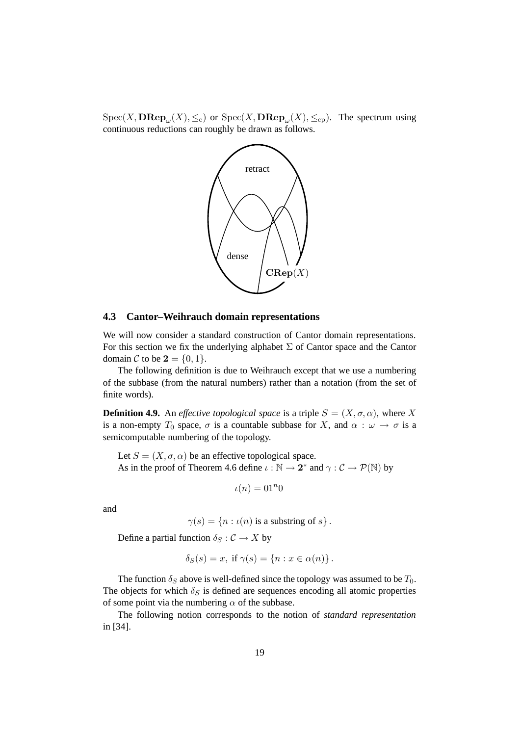$\mathrm{Spec}(X, \mathbf{DRep}_\omega(X), \leq_c)$ or $\mathrm{Spec}(X, \mathbf{DRep}_\omega(X), \leq_{cp})$. The spectrum using continuous reductions can roughly be drawn as follows.

### 4.3 Cantor–Weihrauch domain representations

We will now consider a standard construction of Cantor domain representations. For this section we fix the underlying alphabet $\Sigma$ of Cantor space and the Cantor domain $\mathcal{C}$ to be $\mathbf{2} = \{0, 1\}$.

The following definition is due to Weihrauch except that we use a numbering of the subbase (from the natural numbers) rather than a notation (from the set of finite words).

**Definition 4.9.** An *effective topological space* is a triple $S = (X, \sigma, \alpha)$, where $X$ is a non-empty $T_0$ space, $\sigma$ is a countable subbase for $X$, and $\alpha : \omega \to \sigma$ is a semicomputable numbering of the topology.

Let $S = (X, \sigma, \alpha)$ be an effective topological space.

As in the proof of Theorem 4.6 define $\iota : \mathbb{N} \to \mathbf{2}^*$ and $\gamma : \mathcal{C} \to \mathcal{P}(\mathbb{N})$ by

$$\iota(n) = 01^n0$$

and

$$\gamma(s) = \{n : \iota(n) \text{ is a substring of } s\}.$$

Define a partial function $\delta_S : \mathcal{C} \to X$ by

$$\delta_S(s) = x, \text{ if } \gamma(s) = \{n : x \in \alpha(n)\}.$$

The function $\delta_S$ above is well-defined since the topology was assumed to be $T_0$. The objects for which $\delta_S$ is defined are sequences encoding all atomic properties of some point via the numbering $\alpha$ of the subbase.

The following notion corresponds to the notion of *standard representation* in [34].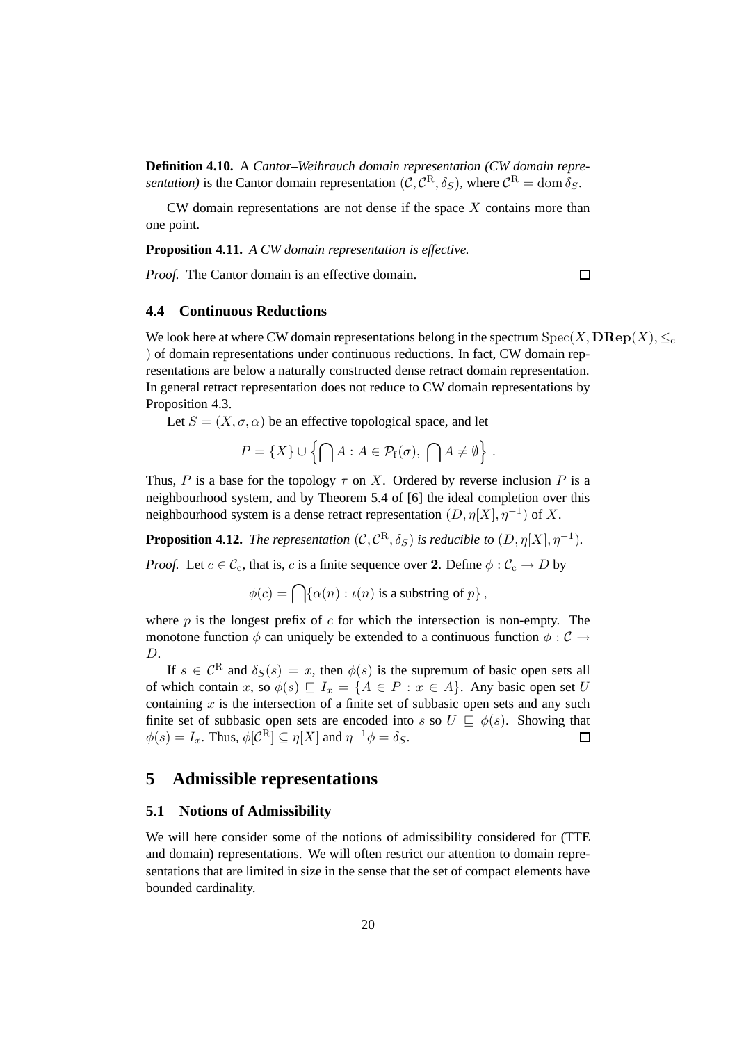**Definition 4.10.** A *Cantor–Weihrauch domain representation (CW domain representation)* is the Cantor domain representation $(\mathcal{C}, \mathcal{C}^{\mathrm{R}}, \delta_S)$, where $\mathcal{C}^{\mathrm{R}} = \operatorname{dom} \delta_S$.

CW domain representations are not dense if the space $X$ contains more than one point.

**Proposition 4.11.** *A CW domain representation is effective.*

*Proof.* The Cantor domain is an effective domain. □

### 4.4 Continuous Reductions

We look here at where CW domain representations belong in the spectrum $\operatorname{Spec}(X, \mathbf{DRep}(X), \leq_{\mathrm{c}})$ of domain representations under continuous reductions. In fact, CW domain representations are below a naturally constructed dense retract domain representation. In general retract representation does not reduce to CW domain representations by Proposition 4.3.

Let $S = (X, \sigma, \alpha)$ be an effective topological space, and let

$$P = \{X\} \cup \left\{ \bigcap A : A \in \mathcal{P}_{\mathrm{f}}(\sigma),\ \bigcap A \neq \emptyset \right\} .$$

Thus, $P$ is a base for the topology $\tau$ on $X$. Ordered by reverse inclusion $P$ is a neighbourhood system, and by Theorem 5.4 of [6] the ideal completion over this neighbourhood system is a dense retract representation $(D, \eta[X], \eta^{-1})$ of $X$.

**Proposition 4.12.** *The representation $(\mathcal{C}, \mathcal{C}^{\mathrm{R}}, \delta_S)$ is reducible to $(D, \eta[X], \eta^{-1})$.*

*Proof.* Let $c \in \mathcal{C}_{\mathrm{c}}$, that is, $c$ is a finite sequence over $\mathbf{2}$. Define $\phi : \mathcal{C}_{\mathrm{c}} \to D$ by

$$\phi(c) = \bigcap \{\alpha(n) : \iota(n) \text{ is a substring of } p\} ,$$

where $p$ is the longest prefix of $c$ for which the intersection is non-empty. The monotone function $\phi$ can uniquely be extended to a continuous function $\phi : \mathcal{C} \to D$.

If $s \in \mathcal{C}^{\mathrm{R}}$ and $\delta_S(s) = x$, then $\phi(s)$ is the supremum of basic open sets all of which contain $x$, so $\phi(s) \sqsubseteq I_x = \{A \in P : x \in A\}$. Any basic open set $U$ containing $x$ is the intersection of a finite set of subbasic open sets and any such finite set of subbasic open sets are encoded into $s$ so $U \sqsubseteq \phi(s)$. Showing that $\phi(s) = I_x$. Thus, $\phi[\mathcal{C}^{\mathrm{R}}] \subseteq \eta[X]$ and $\eta^{-1}\phi = \delta_S$. □

## 5 Admissible representations

### 5.1 Notions of Admissibility

We will here consider some of the notions of admissibility considered for (TTE and domain) representations. We will often restrict our attention to domain representations that are limited in size in the sense that the set of compact elements have bounded cardinality.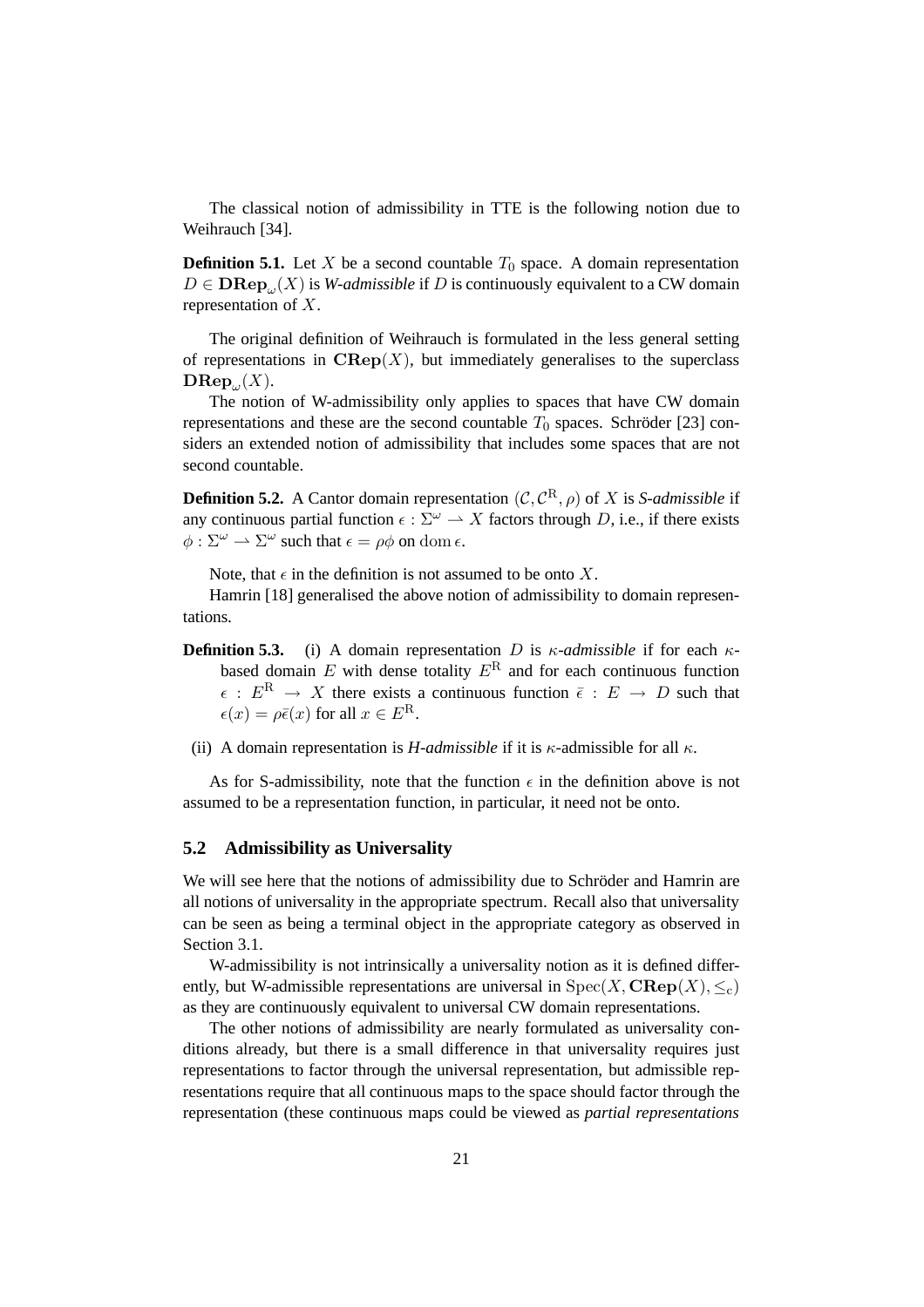The classical notion of admissibility in TTE is the following notion due to Weihrauch [34].

**Definition 5.1.** Let $X$ be a second countable $T_0$ space. A domain representation $D \in \mathbf{DRep}_{\omega}(X)$ is *W-admissible* if $D$ is continuously equivalent to a CW domain representation of $X$.

The original definition of Weihrauch is formulated in the less general setting of representations in $\mathbf{CRep}(X)$, but immediately generalises to the superclass $\mathbf{DRep}_{\omega}(X)$.

The notion of W-admissibility only applies to spaces that have CW domain representations and these are the second countable $T_0$ spaces. Schröder [23] considers an extended notion of admissibility that includes some spaces that are not second countable.

**Definition 5.2.** A Cantor domain representation $(\mathcal{C}, \mathcal{C}^{\mathrm{R}}, \rho)$ of $X$ is *S-admissible* if any continuous partial function $\epsilon : \Sigma^{\omega} \rightharpoonup X$ factors through $D$, i.e., if there exists $\phi : \Sigma^{\omega} \rightharpoonup \Sigma^{\omega}$ such that $\epsilon = \rho\phi$ on $\operatorname{dom} \epsilon$.

Note, that $\epsilon$ in the definition is not assumed to be onto $X$.

Hamrin [18] generalised the above notion of admissibility to domain representations.

**Definition 5.3.** (i) A domain representation $D$ is *$\kappa$-admissible* if for each $\kappa$-based domain $E$ with dense totality $E^{\mathrm{R}}$ and for each continuous function $\epsilon : E^{\mathrm{R}} \to X$ there exists a continuous function $\bar{\epsilon} : E \to D$ such that $\epsilon(x) = \rho\bar{\epsilon}(x)$ for all $x \in E^{\mathrm{R}}$.

(ii) A domain representation is *H-admissible* if it is $\kappa$-admissible for all $\kappa$.

As for S-admissibility, note that the function $\epsilon$ in the definition above is not assumed to be a representation function, in particular, it need not be onto.

## 5.2 Admissibility as Universality

We will see here that the notions of admissibility due to Schröder and Hamrin are all notions of universality in the appropriate spectrum. Recall also that universality can be seen as being a terminal object in the appropriate category as observed in Section 3.1.

W-admissibility is not intrinsically a universality notion as it is defined differently, but W-admissible representations are universal in $\operatorname{Spec}(X, \mathbf{CRep}(X), \leq_{\mathrm{c}})$ as they are continuously equivalent to universal CW domain representations.

The other notions of admissibility are nearly formulated as universality conditions already, but there is a small difference in that universality requires just representations to factor through the universal representation, but admissible representations require that all continuous maps to the space should factor through the representation (these continuous maps could be viewed as *partial representations*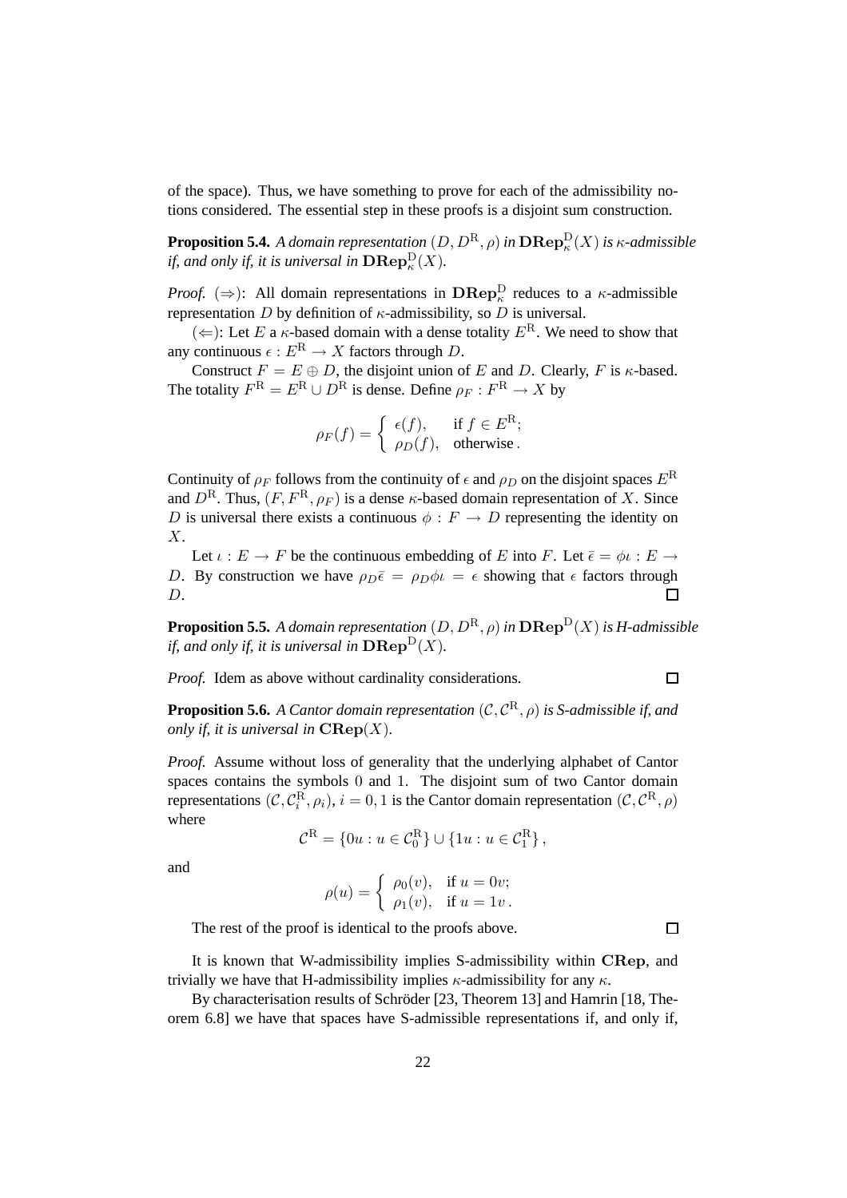of the space). Thus, we have something to prove for each of the admissibility notions considered. The essential step in these proofs is a disjoint sum construction.

**Proposition 5.4.** *A domain representation $(D, D^{\mathrm{R}}, \rho)$ in $\mathbf{DRep}^{\mathrm{D}}_{\kappa}(X)$ is $\kappa$-admissible if, and only if, it is universal in $\mathbf{DRep}^{\mathrm{D}}_{\kappa}(X)$.*

*Proof.* ($\Rightarrow$): All domain representations in $\mathbf{DRep}^{\mathrm{D}}_{\kappa}$ reduces to a $\kappa$-admissible representation $D$ by definition of $\kappa$-admissibility, so $D$ is universal.

($\Leftarrow$): Let $E$ a $\kappa$-based domain with a dense totality $E^{\mathrm{R}}$. We need to show that any continuous $\epsilon : E^{\mathrm{R}} \to X$ factors through $D$.

Construct $F = E \oplus D$, the disjoint union of $E$ and $D$. Clearly, $F$ is $\kappa$-based. The totality $F^{\mathrm{R}} = E^{\mathrm{R}} \cup D^{\mathrm{R}}$ is dense. Define $\rho_F : F^{\mathrm{R}} \to X$ by

$$\rho_F(f) = \begin{cases} \epsilon(f), & \text{if } f \in E^{\mathrm{R}}; \\ \rho_D(f), & \text{otherwise}. \end{cases}$$

Continuity of $\rho_F$ follows from the continuity of $\epsilon$ and $\rho_D$ on the disjoint spaces $E^{\mathrm{R}}$ and $D^{\mathrm{R}}$. Thus, $(F, F^{\mathrm{R}}, \rho_F)$ is a dense $\kappa$-based domain representation of $X$. Since $D$ is universal there exists a continuous $\phi : F \to D$ representing the identity on $X$.

Let $\iota : E \to F$ be the continuous embedding of $E$ into $F$. Let $\bar{\epsilon} = \phi\iota : E \to D$. By construction we have $\rho_D \bar{\epsilon} = \rho_D \phi \iota = \epsilon$ showing that $\epsilon$ factors through $D$. $\square$

**Proposition 5.5.** *A domain representation $(D, D^{\mathrm{R}}, \rho)$ in $\mathbf{DRep}^{\mathrm{D}}(X)$ is H-admissible if, and only if, it is universal in $\mathbf{DRep}^{\mathrm{D}}(X)$.*

*Proof.* Idem as above without cardinality considerations. $\square$

**Proposition 5.6.** *A Cantor domain representation $(\mathcal{C}, \mathcal{C}^{\mathrm{R}}, \rho)$ is S-admissible if, and only if, it is universal in $\mathbf{CRep}(X)$.*

*Proof.* Assume without loss of generality that the underlying alphabet of Cantor spaces contains the symbols $0$ and $1$. The disjoint sum of two Cantor domain representations $(\mathcal{C}, \mathcal{C}^{\mathrm{R}}_i, \rho_i)$, $i = 0, 1$ is the Cantor domain representation $(\mathcal{C}, \mathcal{C}^{\mathrm{R}}, \rho)$ where

$$\mathcal{C}^{\mathrm{R}} = \{0u : u \in \mathcal{C}^{\mathrm{R}}_0\} \cup \{1u : u \in \mathcal{C}^{\mathrm{R}}_1\},$$

and

$$\rho(u) = \begin{cases} \rho_0(v), & \text{if } u = 0v; \\ \rho_1(v), & \text{if } u = 1v. \end{cases}$$

The rest of the proof is identical to the proofs above. $\square$

It is known that W-admissibility implies S-admissibility within $\mathbf{CRep}$, and trivially we have that H-admissibility implies $\kappa$-admissibility for any $\kappa$.

By characterisation results of Schröder [23, Theorem 13] and Hamrin [18, Theorem 6.8] we have that spaces have S-admissible representations if, and only if,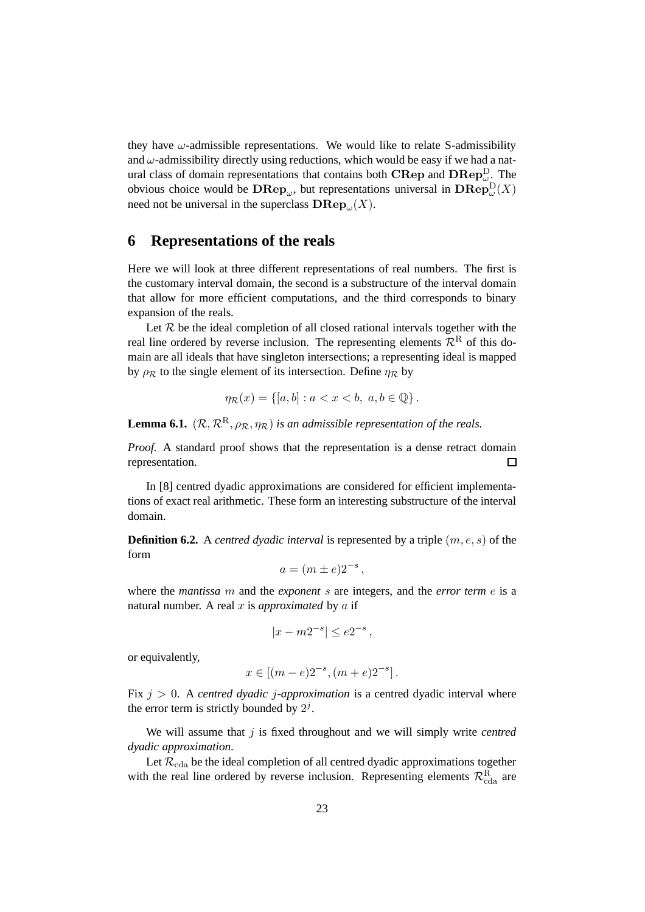they have $\omega$-admissible representations. We would like to relate S-admissibility and $\omega$-admissibility directly using reductions, which would be easy if we had a natural class of domain representations that contains both $\mathbf{CRep}$ and $\mathbf{DRep}^{\mathrm{D}}_{\omega}$. The obvious choice would be $\mathbf{DRep}_{\omega}$, but representations universal in $\mathbf{DRep}^{\mathrm{D}}_{\omega}(X)$ need not be universal in the superclass $\mathbf{DRep}_{\omega}(X)$.

## 6 Representations of the reals

Here we will look at three different representations of real numbers. The first is the customary interval domain, the second is a substructure of the interval domain that allow for more efficient computations, and the third corresponds to binary expansion of the reals.

Let $\mathcal{R}$ be the ideal completion of all closed rational intervals together with the real line ordered by reverse inclusion. The representing elements $\mathcal{R}^{\mathrm{R}}$ of this domain are all ideals that have singleton intersections; a representing ideal is mapped by $\rho_{\mathcal{R}}$ to the single element of its intersection. Define $\eta_{\mathcal{R}}$ by

$$\eta_{\mathcal{R}}(x) = \{[a, b] : a < x < b,\ a, b \in \mathbb{Q}\}\,.$$

**Lemma 6.1.** *$(\mathcal{R}, \mathcal{R}^{\mathrm{R}}, \rho_{\mathcal{R}}, \eta_{\mathcal{R}})$ is an admissible representation of the reals.*

*Proof.* A standard proof shows that the representation is a dense retract domain representation. ☐

In [8] centred dyadic approximations are considered for efficient implementations of exact real arithmetic. These form an interesting substructure of the interval domain.

**Definition 6.2.** A *centred dyadic interval* is represented by a triple $(m, e, s)$ of the form

$$a = (m \pm e)2^{-s}\,,$$

where the *mantissa* $m$ and the *exponent* $s$ are integers, and the *error term* $e$ is a natural number. A real $x$ is *approximated* by $a$ if

$$|x - m2^{-s}| \leq e2^{-s}\,,$$

or equivalently,

$$x \in [(m - e)2^{-s}, (m + e)2^{-s}]\,.$$

Fix $j > 0$. A *centred dyadic $j$-approximation* is a centred dyadic interval where the error term is strictly bounded by $2^j$.

We will assume that $j$ is fixed throughout and we will simply write *centred dyadic approximation*.

Let $\mathcal{R}_{\mathrm{cda}}$ be the ideal completion of all centred dyadic approximations together with the real line ordered by reverse inclusion. Representing elements $\mathcal{R}^{\mathrm{R}}_{\mathrm{cda}}$ are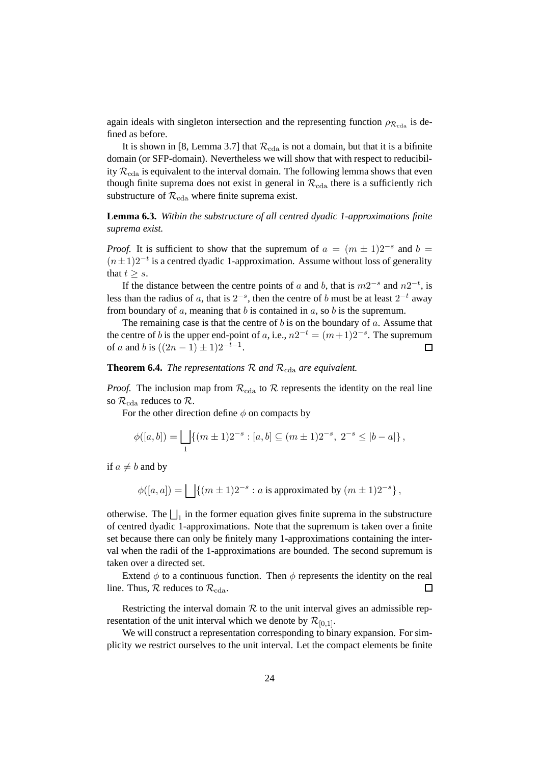again ideals with singleton intersection and the representing function $\rho_{\mathcal{R}_{\mathrm{cda}}}$ is defined as before.

It is shown in [8, Lemma 3.7] that $\mathcal{R}_{\mathrm{cda}}$ is not a domain, but that it is a bifinite domain (or SFP-domain). Nevertheless we will show that with respect to reducibility $\mathcal{R}_{\mathrm{cda}}$ is equivalent to the interval domain. The following lemma shows that even though finite suprema does not exist in general in $\mathcal{R}_{\mathrm{cda}}$ there is a sufficiently rich substructure of $\mathcal{R}_{\mathrm{cda}}$ where finite suprema exist.

**Lemma 6.3.** *Within the substructure of all centred dyadic 1-approximations finite suprema exist.*

*Proof.* It is sufficient to show that the supremum of $a = (m \pm 1)2^{-s}$ and $b = (n \pm 1)2^{-t}$ is a centred dyadic 1-approximation. Assume without loss of generality that $t \geq s$.

If the distance between the centre points of $a$ and $b$, that is $m2^{-s}$ and $n2^{-t}$, is less than the radius of $a$, that is $2^{-s}$, then the centre of $b$ must be at least $2^{-t}$ away from boundary of $a$, meaning that $b$ is contained in $a$, so $b$ is the supremum.

The remaining case is that the centre of $b$ is on the boundary of $a$. Assume that the centre of $b$ is the upper end-point of $a$, i.e., $n2^{-t} = (m+1)2^{-s}$. The supremum of $a$ and $b$ is $((2n-1) \pm 1)2^{-t-1}$. ☐

**Theorem 6.4.** *The representations $\mathcal{R}$ and $\mathcal{R}_{\mathrm{cda}}$ are equivalent.*

*Proof.* The inclusion map from $\mathcal{R}_{\mathrm{cda}}$ to $\mathcal{R}$ represents the identity on the real line so $\mathcal{R}_{\mathrm{cda}}$ reduces to $\mathcal{R}$.

For the other direction define $\phi$ on compacts by

$$\phi([a,b]) = \bigsqcup_1 \{(m \pm 1)2^{-s} : [a,b] \subseteq (m \pm 1)2^{-s},\ 2^{-s} \leq |b-a|\},$$

if $a \neq b$ and by

$$\phi([a,a]) = \bigsqcup \{(m \pm 1)2^{-s} : a \text{ is approximated by } (m \pm 1)2^{-s}\},$$

otherwise. The $\bigsqcup_1$ in the former equation gives finite suprema in the substructure of centred dyadic 1-approximations. Note that the supremum is taken over a finite set because there can only be finitely many 1-approximations containing the interval when the radii of the 1-approximations are bounded. The second supremum is taken over a directed set.

Extend $\phi$ to a continuous function. Then $\phi$ represents the identity on the real line. Thus, $\mathcal{R}$ reduces to $\mathcal{R}_{\mathrm{cda}}$. ☐

Restricting the interval domain $\mathcal{R}$ to the unit interval gives an admissible representation of the unit interval which we denote by $\mathcal{R}_{[0,1]}$.

We will construct a representation corresponding to binary expansion. For simplicity we restrict ourselves to the unit interval. Let the compact elements be finite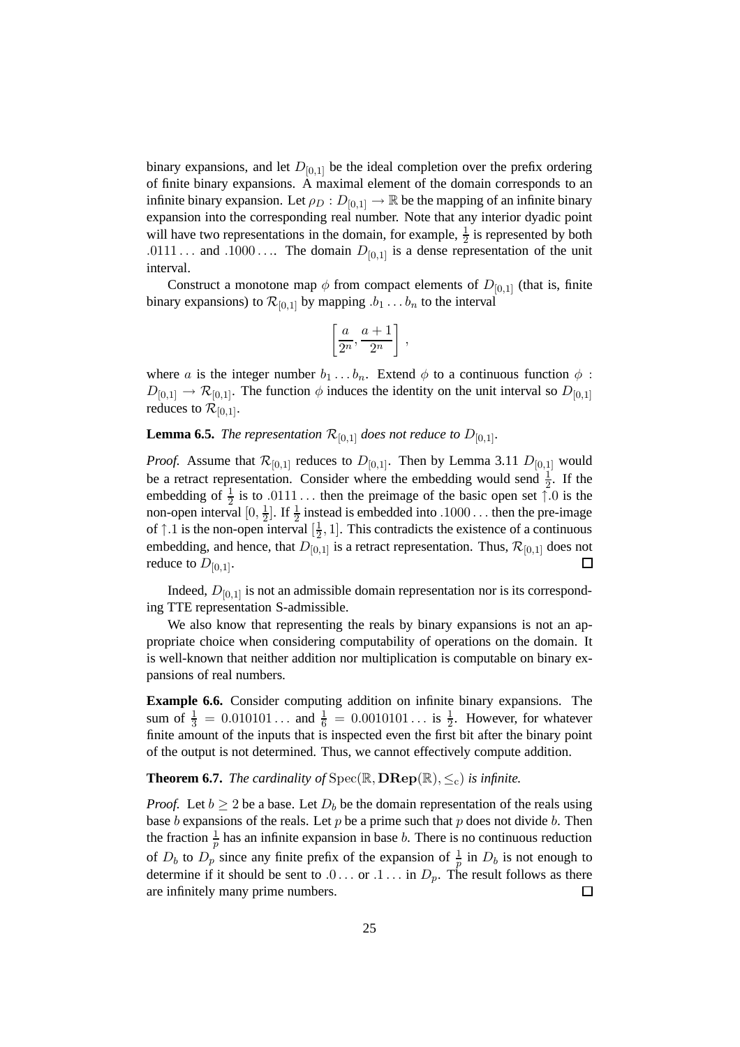binary expansions, and let $D_{[0,1]}$ be the ideal completion over the prefix ordering of finite binary expansions. A maximal element of the domain corresponds to an infinite binary expansion. Let $\rho_D : D_{[0,1]} \to \mathbb{R}$ be the mapping of an infinite binary expansion into the corresponding real number. Note that any interior dyadic point will have two representations in the domain, for example, $\frac{1}{2}$ is represented by both $.0111\ldots$ and $.1000\ldots$. The domain $D_{[0,1]}$ is a dense representation of the unit interval.

Construct a monotone map $\phi$ from compact elements of $D_{[0,1]}$ (that is, finite binary expansions) to $\mathcal{R}_{[0,1]}$ by mapping $.b_1 \ldots b_n$ to the interval

$$\left[ \frac{a}{2^n}, \frac{a+1}{2^n} \right],$$

where $a$ is the integer number $b_1 \ldots b_n$. Extend $\phi$ to a continuous function $\phi : D_{[0,1]} \to \mathcal{R}_{[0,1]}$. The function $\phi$ induces the identity on the unit interval so $D_{[0,1]}$ reduces to $\mathcal{R}_{[0,1]}$.

**Lemma 6.5.** *The representation $\mathcal{R}_{[0,1]}$ does not reduce to $D_{[0,1]}$.*

*Proof.* Assume that $\mathcal{R}_{[0,1]}$ reduces to $D_{[0,1]}$. Then by Lemma 3.11 $D_{[0,1]}$ would be a retract representation. Consider where the embedding would send $\frac{1}{2}$. If the embedding of $\frac{1}{2}$ is to $.0111\ldots$ then the preimage of the basic open set $\uparrow .0$ is the non-open interval $[0, \frac{1}{2}]$. If $\frac{1}{2}$ instead is embedded into $.1000\ldots$ then the pre-image of $\uparrow .1$ is the non-open interval $[\frac{1}{2}, 1]$. This contradicts the existence of a continuous embedding, and hence, that $D_{[0,1]}$ is a retract representation. Thus, $\mathcal{R}_{[0,1]}$ does not reduce to $D_{[0,1]}$. □

Indeed, $D_{[0,1]}$ is not an admissible domain representation nor is its corresponding TTE representation S-admissible.

We also know that representing the reals by binary expansions is not an appropriate choice when considering computability of operations on the domain. It is well-known that neither addition nor multiplication is computable on binary expansions of real numbers.

**Example 6.6.** Consider computing addition on infinite binary expansions. The sum of $\frac{1}{3} = 0.010101\ldots$ and $\frac{1}{6} = 0.0010101\ldots$ is $\frac{1}{2}$. However, for whatever finite amount of the inputs that is inspected even the first bit after the binary point of the output is not determined. Thus, we cannot effectively compute addition.

**Theorem 6.7.** *The cardinality of $\mathrm{Spec}(\mathbb{R}, \mathbf{DRep}(\mathbb{R}), \leq_c)$ is infinite.*

*Proof.* Let $b \geq 2$ be a base. Let $D_b$ be the domain representation of the reals using base $b$ expansions of the reals. Let $p$ be a prime such that $p$ does not divide $b$. Then the fraction $\frac{1}{p}$ has an infinite expansion in base $b$. There is no continuous reduction of $D_b$ to $D_p$ since any finite prefix of the expansion of $\frac{1}{p}$ in $D_b$ is not enough to determine if it should be sent to $.0\ldots$ or $.1\ldots$ in $D_p$. The result follows as there are infinitely many prime numbers. □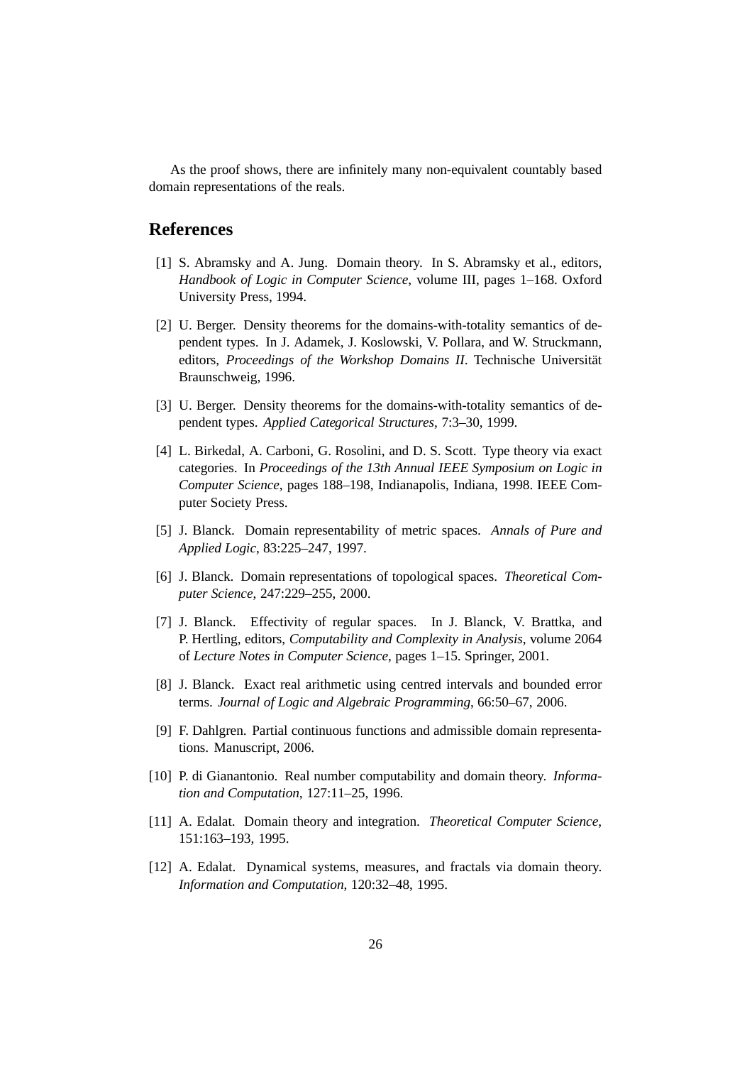As the proof shows, there are infinitely many non-equivalent countably based domain representations of the reals.

## References

[1] S. Abramsky and A. Jung. Domain theory. In S. Abramsky et al., editors, *Handbook of Logic in Computer Science*, volume III, pages 1–168. Oxford University Press, 1994.

[2] U. Berger. Density theorems for the domains-with-totality semantics of dependent types. In J. Adamek, J. Koslowski, V. Pollara, and W. Struckmann, editors, *Proceedings of the Workshop Domains II*. Technische Universität Braunschweig, 1996.

[3] U. Berger. Density theorems for the domains-with-totality semantics of dependent types. *Applied Categorical Structures*, 7:3–30, 1999.

[4] L. Birkedal, A. Carboni, G. Rosolini, and D. S. Scott. Type theory via exact categories. In *Proceedings of the 13th Annual IEEE Symposium on Logic in Computer Science*, pages 188–198, Indianapolis, Indiana, 1998. IEEE Computer Society Press.

[5] J. Blanck. Domain representability of metric spaces. *Annals of Pure and Applied Logic*, 83:225–247, 1997.

[6] J. Blanck. Domain representations of topological spaces. *Theoretical Computer Science*, 247:229–255, 2000.

[7] J. Blanck. Effectivity of regular spaces. In J. Blanck, V. Brattka, and P. Hertling, editors, *Computability and Complexity in Analysis*, volume 2064 of *Lecture Notes in Computer Science*, pages 1–15. Springer, 2001.

[8] J. Blanck. Exact real arithmetic using centred intervals and bounded error terms. *Journal of Logic and Algebraic Programming*, 66:50–67, 2006.

[9] F. Dahlgren. Partial continuous functions and admissible domain representations. Manuscript, 2006.

[10] P. di Gianantonio. Real number computability and domain theory. *Information and Computation*, 127:11–25, 1996.

[11] A. Edalat. Domain theory and integration. *Theoretical Computer Science*, 151:163–193, 1995.

[12] A. Edalat. Dynamical systems, measures, and fractals via domain theory. *Information and Computation*, 120:32–48, 1995.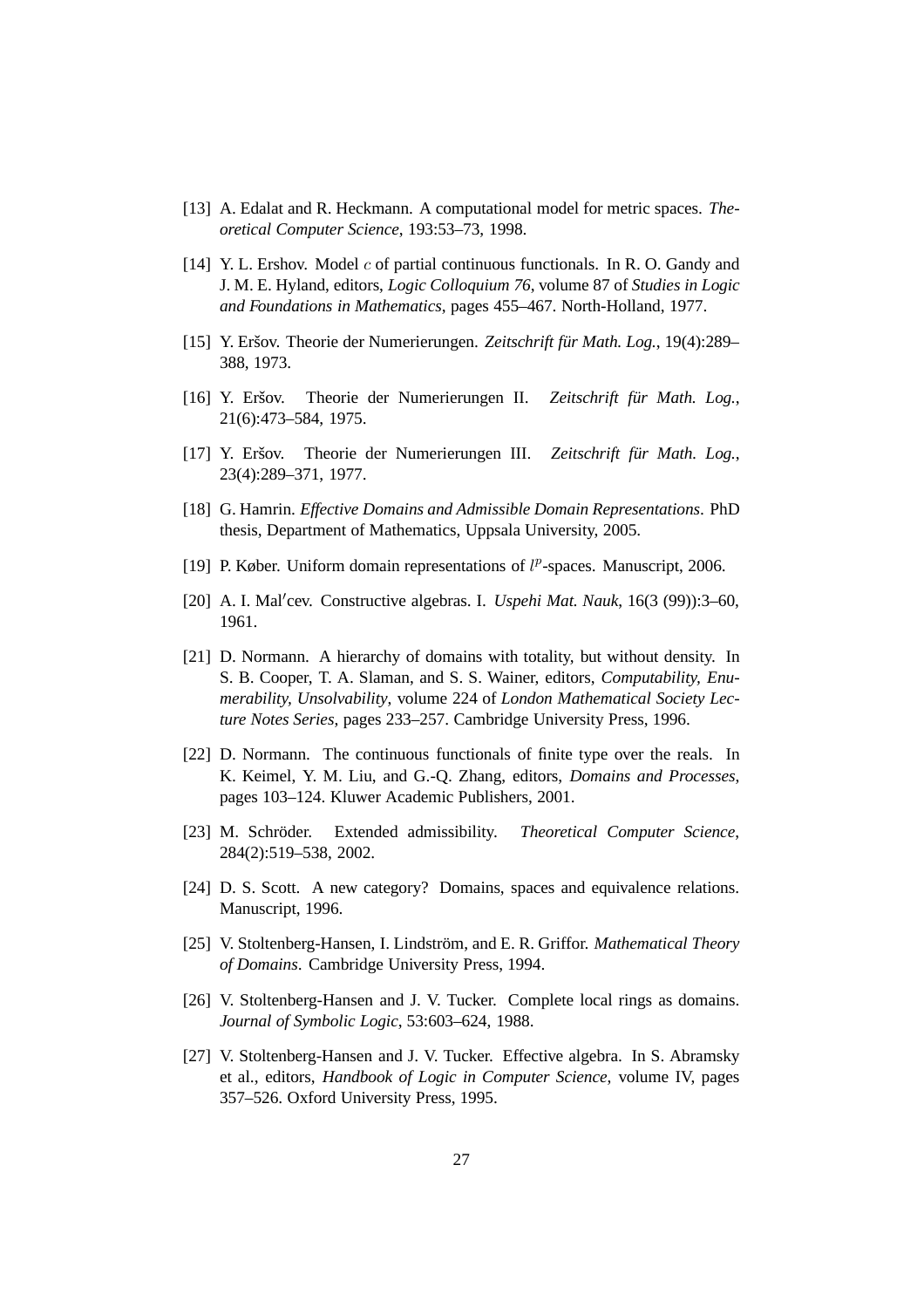[13] A. Edalat and R. Heckmann. A computational model for metric spaces. *Theoretical Computer Science*, 193:53–73, 1998.

[14] Y. L. Ershov. Model $c$ of partial continuous functionals. In R. O. Gandy and J. M. E. Hyland, editors, *Logic Colloquium 76*, volume 87 of *Studies in Logic and Foundations in Mathematics*, pages 455–467. North-Holland, 1977.

[15] Y. Eršov. Theorie der Numerierungen. *Zeitschrift für Math. Log.*, 19(4):289–388, 1973.

[16] Y. Eršov. Theorie der Numerierungen II. *Zeitschrift für Math. Log.*, 21(6):473–584, 1975.

[17] Y. Eršov. Theorie der Numerierungen III. *Zeitschrift für Math. Log.*, 23(4):289–371, 1977.

[18] G. Hamrin. *Effective Domains and Admissible Domain Representations*. PhD thesis, Department of Mathematics, Uppsala University, 2005.

[19] P. Køber. Uniform domain representations of $l^p$-spaces. Manuscript, 2006.

[20] A. I. Mal′cev. Constructive algebras. I. *Uspehi Mat. Nauk*, 16(3 (99)):3–60, 1961.

[21] D. Normann. A hierarchy of domains with totality, but without density. In S. B. Cooper, T. A. Slaman, and S. S. Wainer, editors, *Computability, Enumerability, Unsolvability*, volume 224 of *London Mathematical Society Lecture Notes Series*, pages 233–257. Cambridge University Press, 1996.

[22] D. Normann. The continuous functionals of finite type over the reals. In K. Keimel, Y. M. Liu, and G.-Q. Zhang, editors, *Domains and Processes*, pages 103–124. Kluwer Academic Publishers, 2001.

[23] M. Schröder. Extended admissibility. *Theoretical Computer Science*, 284(2):519–538, 2002.

[24] D. S. Scott. A new category? Domains, spaces and equivalence relations. Manuscript, 1996.

[25] V. Stoltenberg-Hansen, I. Lindström, and E. R. Griffor. *Mathematical Theory of Domains*. Cambridge University Press, 1994.

[26] V. Stoltenberg-Hansen and J. V. Tucker. Complete local rings as domains. *Journal of Symbolic Logic*, 53:603–624, 1988.

[27] V. Stoltenberg-Hansen and J. V. Tucker. Effective algebra. In S. Abramsky et al., editors, *Handbook of Logic in Computer Science*, volume IV, pages 357–526. Oxford University Press, 1995.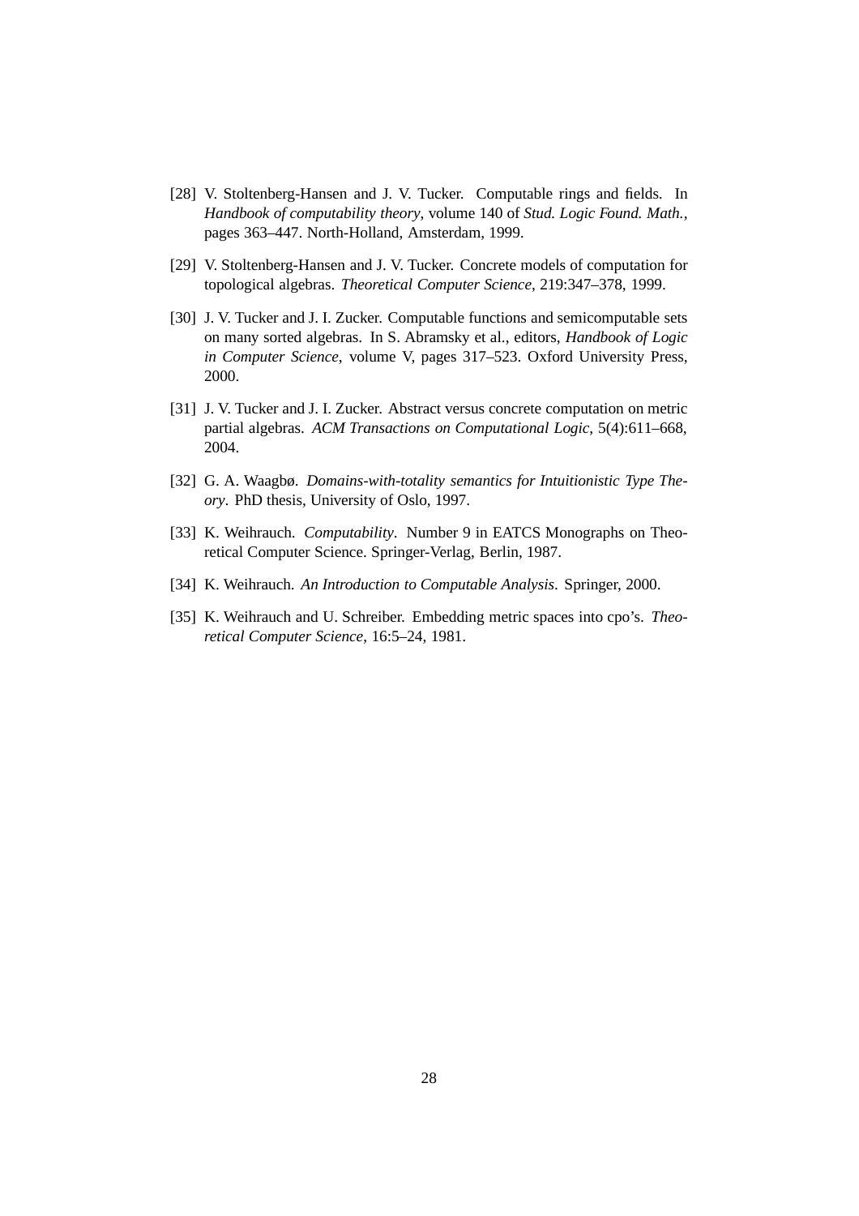[28] V. Stoltenberg-Hansen and J. V. Tucker. Computable rings and fields. In *Handbook of computability theory*, volume 140 of *Stud. Logic Found. Math.*, pages 363–447. North-Holland, Amsterdam, 1999.

[29] V. Stoltenberg-Hansen and J. V. Tucker. Concrete models of computation for topological algebras. *Theoretical Computer Science*, 219:347–378, 1999.

[30] J. V. Tucker and J. I. Zucker. Computable functions and semicomputable sets on many sorted algebras. In S. Abramsky et al., editors, *Handbook of Logic in Computer Science*, volume V, pages 317–523. Oxford University Press, 2000.

[31] J. V. Tucker and J. I. Zucker. Abstract versus concrete computation on metric partial algebras. *ACM Transactions on Computational Logic*, 5(4):611–668, 2004.

[32] G. A. Waagbø. *Domains-with-totality semantics for Intuitionistic Type Theory*. PhD thesis, University of Oslo, 1997.

[33] K. Weihrauch. *Computability*. Number 9 in EATCS Monographs on Theoretical Computer Science. Springer-Verlag, Berlin, 1987.

[34] K. Weihrauch. *An Introduction to Computable Analysis*. Springer, 2000.

[35] K. Weihrauch and U. Schreiber. Embedding metric spaces into cpo's. *Theoretical Computer Science*, 16:5–24, 1981.